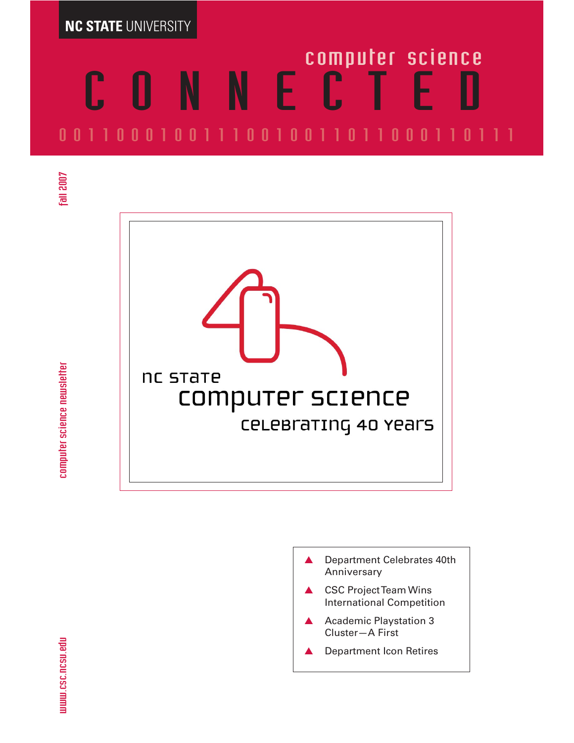NC STATE UNIVERSITY

computer science

# CONNECTED

0 0 1 1 0 0 0 1 0 0 1 1 1 0 0 1 0 0 1 1 0 1 1 0 0 0 1 1 0 1 1 1

fall 2007

computer science newsletter

www.csc.ncsu.edu

nc state

computer science

celebrating 40 years

- Department Celebrates 40th Anniversary
- CSC Project Team Wins International Competition
- Academic Playstation 3 Cluster—A First
- Department Icon Retires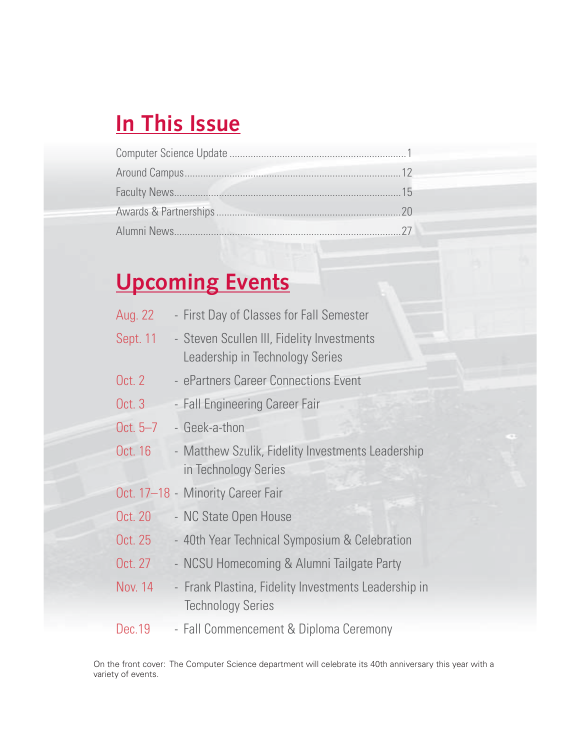## In This Issue

Computer Science Update .................................................................1
Around Campus.............................................................................12
Faculty News................................................................................15
Awards & Partnerships...................................................................20
Alumni News................................................................................27

## Upcoming Events

Aug. 22 - First Day of Classes for Fall Semester

Sept. 11 - Steven Scullen III, Fidelity Investments Leadership in Technology Series

Oct. 2 - ePartners Career Connections Event

Oct. 3 - Fall Engineering Career Fair

Oct. 5–7 - Geek-a-thon

Oct. 16 - Matthew Szulik, Fidelity Investments Leadership in Technology Series

Oct. 17–18 - Minority Career Fair

Oct. 20 - NC State Open House

Oct. 25 - 40th Year Technical Symposium & Celebration

Oct. 27 - NCSU Homecoming & Alumni Tailgate Party

Nov. 14 - Frank Plastina, Fidelity Investments Leadership in Technology Series

Dec.19 - Fall Commencement & Diploma Ceremony

On the front cover: The Computer Science department will celebrate its 40th anniversary this year with a variety of events.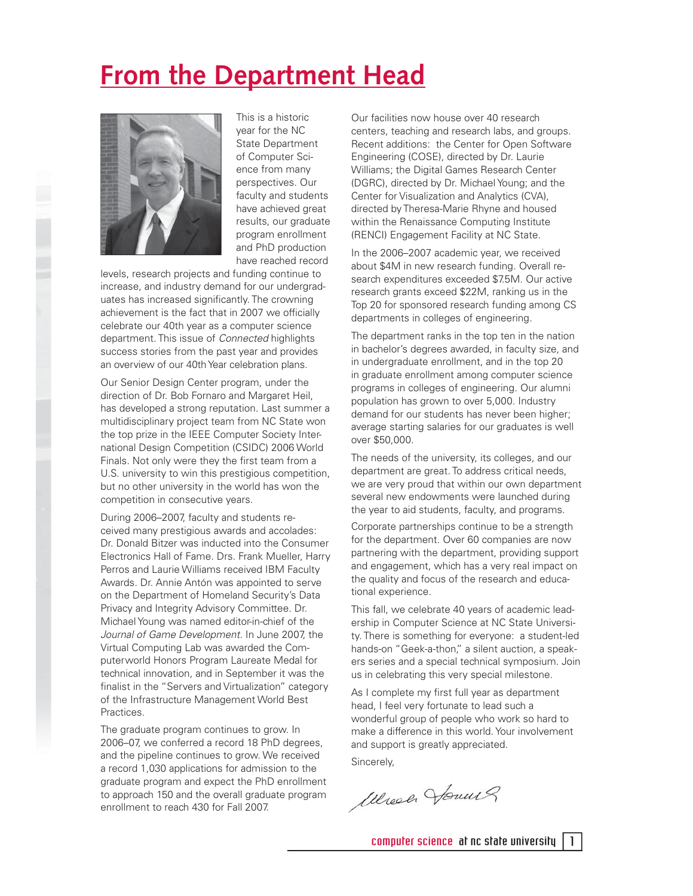# From the Department Head

This is a historic year for the NC State Department of Computer Science from many perspectives. Our faculty and students have achieved great results, our graduate program enrollment and PhD production have reached record levels, research projects and funding continue to increase, and industry demand for our undergraduates has increased significantly. The crowning achievement is the fact that in 2007 we officially celebrate our 40th year as a computer science department. This issue of *Connected* highlights success stories from the past year and provides an overview of our 40th Year celebration plans.

Our Senior Design Center program, under the direction of Dr. Bob Fornaro and Margaret Heil, has developed a strong reputation. Last summer a multidisciplinary project team from NC State won the top prize in the IEEE Computer Society International Design Competition (CSIDC) 2006 World Finals. Not only were they the first team from a U.S. university to win this prestigious competition, but no other university in the world has won the competition in consecutive years.

During 2006–2007, faculty and students received many prestigious awards and accolades: Dr. Donald Bitzer was inducted into the Consumer Electronics Hall of Fame. Drs. Frank Mueller, Harry Perros and Laurie Williams received IBM Faculty Awards. Dr. Annie Antón was appointed to serve on the Department of Homeland Security's Data Privacy and Integrity Advisory Committee. Dr. Michael Young was named editor-in-chief of the *Journal of Game Development*. In June 2007, the Virtual Computing Lab was awarded the Computerworld Honors Program Laureate Medal for technical innovation, and in September it was the finalist in the "Servers and Virtualization" category of the Infrastructure Management World Best Practices.

The graduate program continues to grow. In 2006–07, we conferred a record 18 PhD degrees, and the pipeline continues to grow. We received a record 1,030 applications for admission to the graduate program and expect the PhD enrollment to approach 150 and the overall graduate program enrollment to reach 430 for Fall 2007.

Our facilities now house over 40 research centers, teaching and research labs, and groups. Recent additions: the Center for Open Software Engineering (COSE), directed by Dr. Laurie Williams; the Digital Games Research Center (DGRC), directed by Dr. Michael Young; and the Center for Visualization and Analytics (CVA), directed by Theresa-Marie Rhyne and housed within the Renaissance Computing Institute (RENCI) Engagement Facility at NC State.

In the 2006–2007 academic year, we received about $4M in new research funding. Overall research expenditures exceeded $7.5M. Our active research grants exceed $22M, ranking us in the Top 20 for sponsored research funding among CS departments in colleges of engineering.

The department ranks in the top ten in the nation in bachelor's degrees awarded, in faculty size, and in undergraduate enrollment, and in the top 20 in graduate enrollment among computer science programs in colleges of engineering. Our alumni population has grown to over 5,000. Industry demand for our students has never been higher; average starting salaries for our graduates is well over $50,000.

The needs of the university, its colleges, and our department are great. To address critical needs, we are very proud that within our own department several new endowments were launched during the year to aid students, faculty, and programs.

Corporate partnerships continue to be a strength for the department. Over 60 companies are now partnering with the department, providing support and engagement, which has a very real impact on the quality and focus of the research and educational experience.

This fall, we celebrate 40 years of academic leadership in Computer Science at NC State University. There is something for everyone: a student-led hands-on "Geek-a-thon," a silent auction, a speakers series and a special technical symposium. Join us in celebrating this very special milestone.

As I complete my first full year as department head, I feel very fortunate to lead such a wonderful group of people who work so hard to make a difference in this world. Your involvement and support is greatly appreciated.

Sincerely,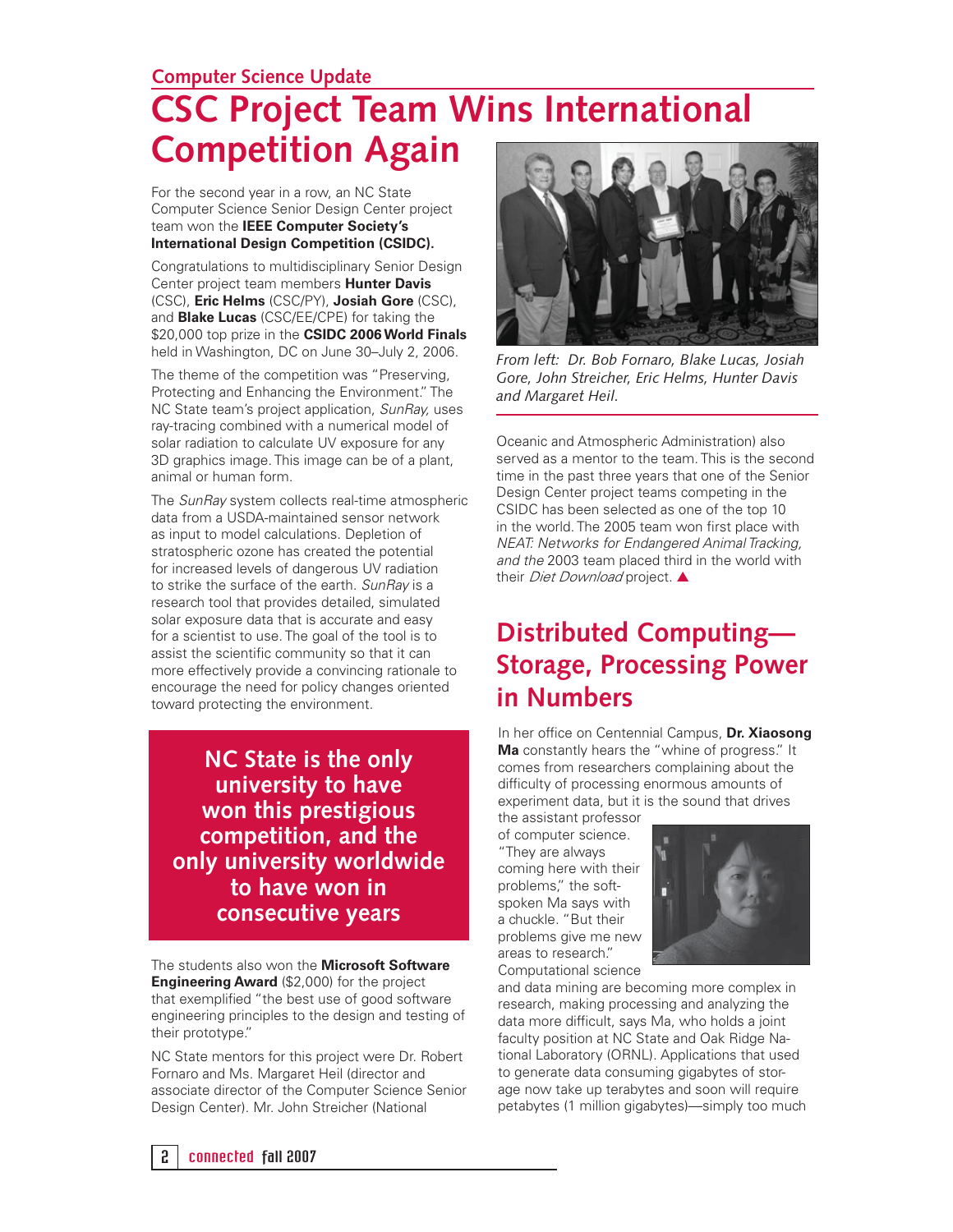Computer Science Update

# CSC Project Team Wins International Competition Again

For the second year in a row, an NC State Computer Science Senior Design Center project team won the **IEEE Computer Society's International Design Competition (CSIDC).**

Congratulations to multidisciplinary Senior Design Center project team members **Hunter Davis** (CSC), **Eric Helms** (CSC/PY), **Josiah Gore** (CSC), and **Blake Lucas** (CSC/EE/CPE) for taking the $20,000 top prize in the **CSIDC 2006 World Finals** held in Washington, DC on June 30–July 2, 2006.

The theme of the competition was "Preserving, Protecting and Enhancing the Environment." The NC State team's project application, *SunRay,* uses ray-tracing combined with a numerical model of solar radiation to calculate UV exposure for any 3D graphics image. This image can be of a plant, animal or human form.

The *SunRay* system collects real-time atmospheric data from a USDA-maintained sensor network as input to model calculations. Depletion of stratospheric ozone has created the potential for increased levels of dangerous UV radiation to strike the surface of the earth. *SunRay* is a research tool that provides detailed, simulated solar exposure data that is accurate and easy for a scientist to use. The goal of the tool is to assist the scientific community so that it can more effectively provide a convincing rationale to encourage the need for policy changes oriented toward protecting the environment.

**NC State is the only university to have won this prestigious competition, and the only university worldwide to have won in consecutive years**

The students also won the **Microsoft Software Engineering Award** ($2,000) for the project that exemplified "the best use of good software engineering principles to the design and testing of their prototype."

NC State mentors for this project were Dr. Robert Fornaro and Ms. Margaret Heil (director and associate director of the Computer Science Senior Design Center). Mr. John Streicher (National Oceanic and Atmospheric Administration) also served as a mentor to the team. This is the second time in the past three years that one of the Senior Design Center project teams competing in the CSIDC has been selected as one of the top 10 in the world. The 2005 team won first place with *NEAT: Networks for Endangered Animal Tracking, and the* 2003 team placed third in the world with their *Diet Download* project. ▲

*From left: Dr. Bob Fornaro, Blake Lucas, Josiah Gore, John Streicher, Eric Helms, Hunter Davis and Margaret Heil.*

# Distributed Computing—Storage, Processing Power in Numbers

In her office on Centennial Campus, **Dr. Xiaosong Ma** constantly hears the "whine of progress." It comes from researchers complaining about the difficulty of processing enormous amounts of experiment data, but it is the sound that drives the assistant professor of computer science. "They are always coming here with their problems," the soft-spoken Ma says with a chuckle. "But their problems give me new areas to research."

Computational science and data mining are becoming more complex in research, making processing and analyzing the data more difficult, says Ma, who holds a joint faculty position at NC State and Oak Ridge National Laboratory (ORNL). Applications that used to generate data consuming gigabytes of storage now take up terabytes and soon will require petabytes (1 million gigabytes)—simply too much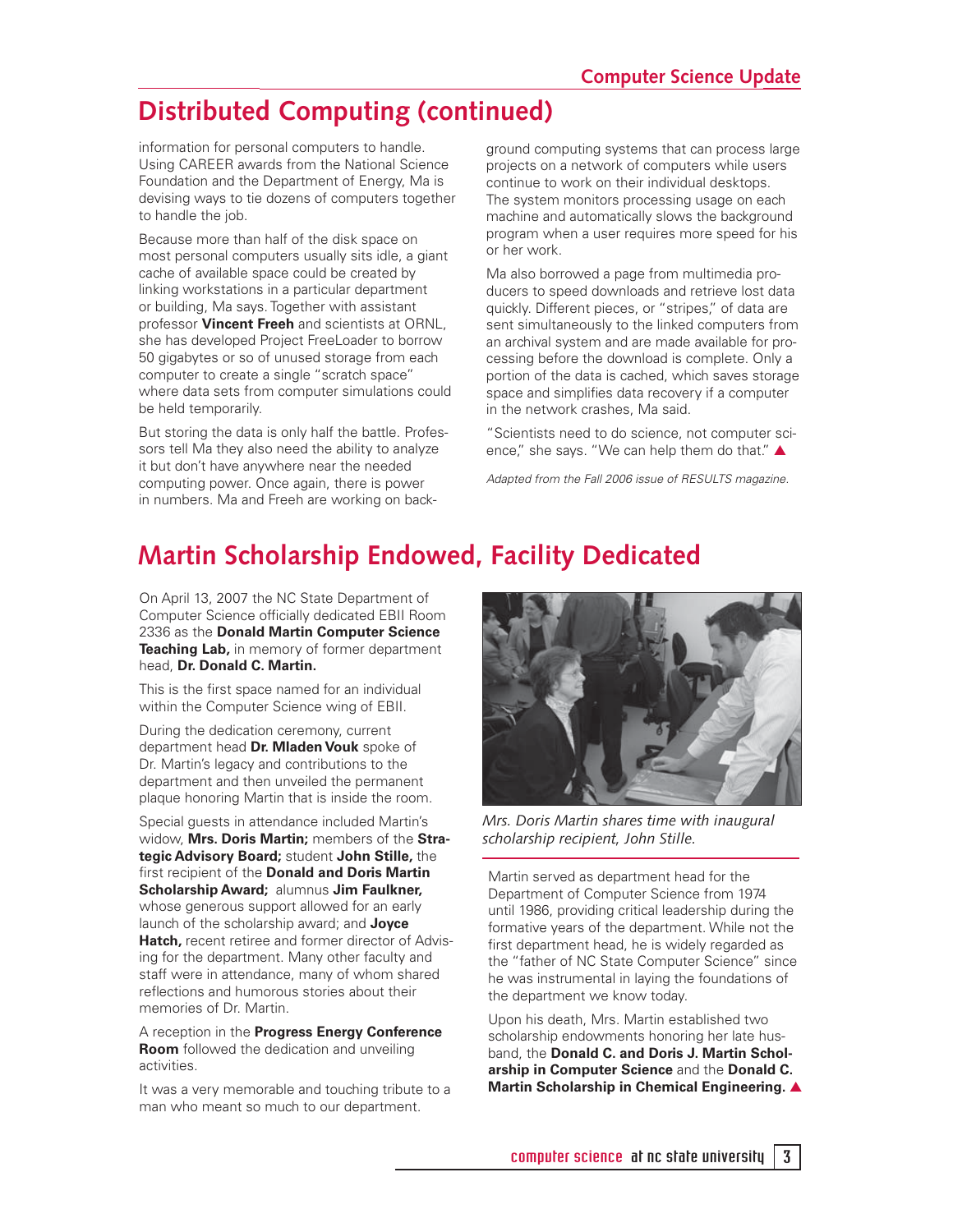## Distributed Computing (continued)

information for personal computers to handle. Using CAREER awards from the National Science Foundation and the Department of Energy, Ma is devising ways to tie dozens of computers together to handle the job.

Because more than half of the disk space on most personal computers usually sits idle, a giant cache of available space could be created by linking workstations in a particular department or building, Ma says. Together with assistant professor **Vincent Freeh** and scientists at ORNL, she has developed Project FreeLoader to borrow 50 gigabytes or so of unused storage from each computer to create a single "scratch space" where data sets from computer simulations could be held temporarily.

But storing the data is only half the battle. Professors tell Ma they also need the ability to analyze it but don't have anywhere near the needed computing power. Once again, there is power in numbers. Ma and Freeh are working on background computing systems that can process large projects on a network of computers while users continue to work on their individual desktops. The system monitors processing usage on each machine and automatically slows the background program when a user requires more speed for his or her work.

Ma also borrowed a page from multimedia producers to speed downloads and retrieve lost data quickly. Different pieces, or "stripes," of data are sent simultaneously to the linked computers from an archival system and are made available for processing before the download is complete. Only a portion of the data is cached, which saves storage space and simplifies data recovery if a computer in the network crashes, Ma said.

"Scientists need to do science, not computer science," she says. "We can help them do that." ▲

*Adapted from the Fall 2006 issue of RESULTS magazine.*

## Martin Scholarship Endowed, Facility Dedicated

On April 13, 2007 the NC State Department of Computer Science officially dedicated EBII Room 2336 as the **Donald Martin Computer Science Teaching Lab,** in memory of former department head, **Dr. Donald C. Martin.**

This is the first space named for an individual within the Computer Science wing of EBII.

During the dedication ceremony, current department head **Dr. Mladen Vouk** spoke of Dr. Martin's legacy and contributions to the department and then unveiled the permanent plaque honoring Martin that is inside the room.

Special guests in attendance included Martin's widow, **Mrs. Doris Martin;** members of the **Strategic Advisory Board;** student **John Stille,** the first recipient of the **Donald and Doris Martin Scholarship Award;** alumnus **Jim Faulkner,** whose generous support allowed for an early launch of the scholarship award; and **Joyce Hatch,** recent retiree and former director of Advising for the department. Many other faculty and staff were in attendance, many of whom shared reflections and humorous stories about their memories of Dr. Martin.

A reception in the **Progress Energy Conference Room** followed the dedication and unveiling activities.

It was a very memorable and touching tribute to a man who meant so much to our department.

*Mrs. Doris Martin shares time with inaugural scholarship recipient, John Stille.*

Martin served as department head for the Department of Computer Science from 1974 until 1986, providing critical leadership during the formative years of the department. While not the first department head, he is widely regarded as the "father of NC State Computer Science" since he was instrumental in laying the foundations of the department we know today.

Upon his death, Mrs. Martin established two scholarship endowments honoring her late husband, the **Donald C. and Doris J. Martin Scholarship in Computer Science** and the **Donald C. Martin Scholarship in Chemical Engineering.** ▲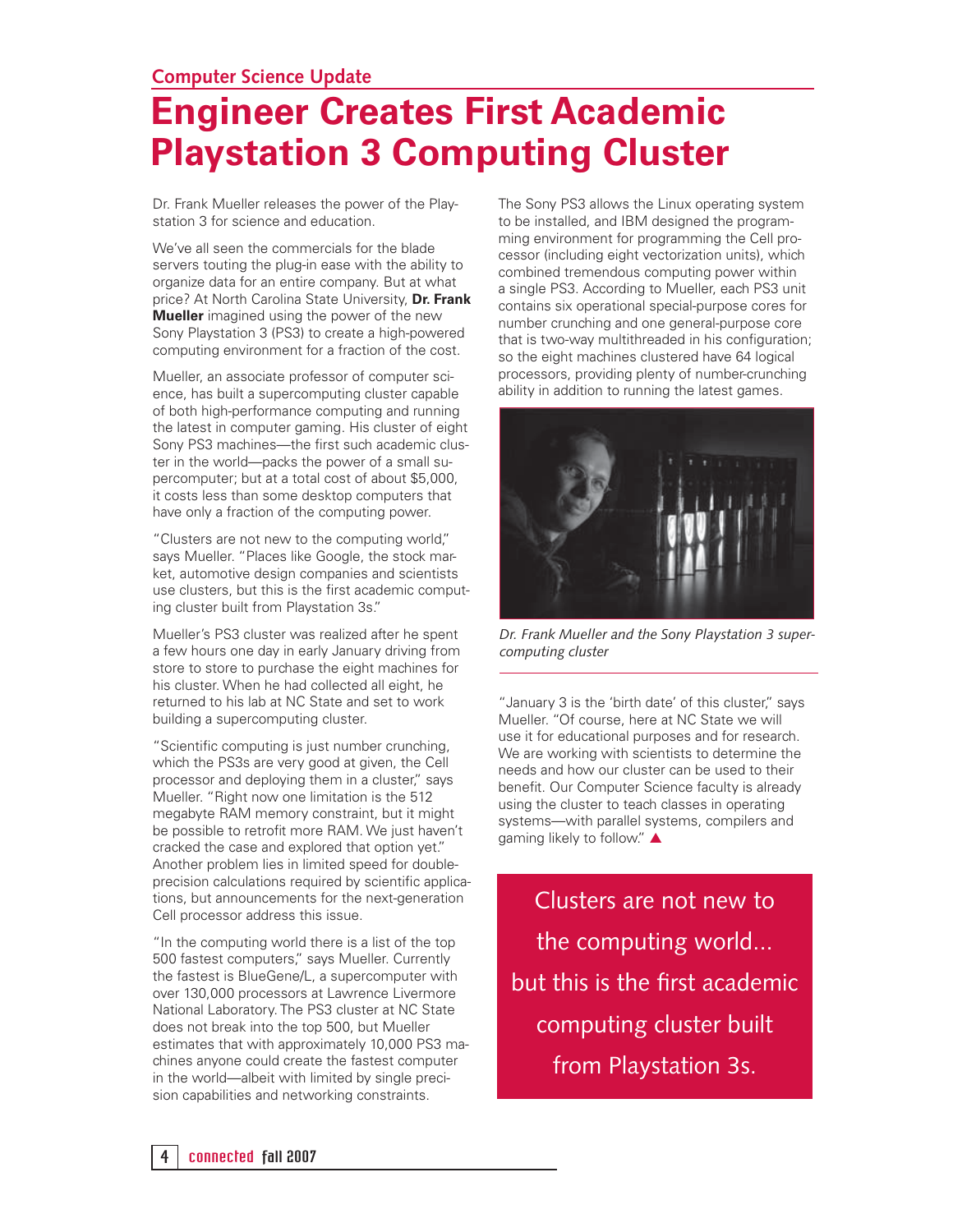## Computer Science Update

# Engineer Creates First Academic Playstation 3 Computing Cluster

Dr. Frank Mueller releases the power of the Playstation 3 for science and education.

We've all seen the commercials for the blade servers touting the plug-in ease with the ability to organize data for an entire company. But at what price? At North Carolina State University, **Dr. Frank Mueller** imagined using the power of the new Sony Playstation 3 (PS3) to create a high-powered computing environment for a fraction of the cost.

Mueller, an associate professor of computer science, has built a supercomputing cluster capable of both high-performance computing and running the latest in computer gaming. His cluster of eight Sony PS3 machines—the first such academic cluster in the world—packs the power of a small supercomputer; but at a total cost of about $5,000, it costs less than some desktop computers that have only a fraction of the computing power.

"Clusters are not new to the computing world," says Mueller. "Places like Google, the stock market, automotive design companies and scientists use clusters, but this is the first academic computing cluster built from Playstation 3s."

Mueller's PS3 cluster was realized after he spent a few hours one day in early January driving from store to store to purchase the eight machines for his cluster. When he had collected all eight, he returned to his lab at NC State and set to work building a supercomputing cluster.

"Scientific computing is just number crunching, which the PS3s are very good at given, the Cell processor and deploying them in a cluster," says Mueller. "Right now one limitation is the 512 megabyte RAM memory constraint, but it might be possible to retrofit more RAM. We just haven't cracked the case and explored that option yet." Another problem lies in limited speed for double-precision calculations required by scientific applications, but announcements for the next-generation Cell processor address this issue.

"In the computing world there is a list of the top 500 fastest computers," says Mueller. Currently the fastest is BlueGene/L, a supercomputer with over 130,000 processors at Lawrence Livermore National Laboratory. The PS3 cluster at NC State does not break into the top 500, but Mueller estimates that with approximately 10,000 PS3 machines anyone could create the fastest computer in the world—albeit with limited by single precision capabilities and networking constraints.

The Sony PS3 allows the Linux operating system to be installed, and IBM designed the programming environment for programming the Cell processor (including eight vectorization units), which combined tremendous computing power within a single PS3. According to Mueller, each PS3 unit contains six operational special-purpose cores for number crunching and one general-purpose core that is two-way multithreaded in his configuration; so the eight machines clustered have 64 logical processors, providing plenty of number-crunching ability in addition to running the latest games.

*Dr. Frank Mueller and the Sony Playstation 3 supercomputing cluster*

"January 3 is the 'birth date' of this cluster," says Mueller. "Of course, here at NC State we will use it for educational purposes and for research. We are working with scientists to determine the needs and how our cluster can be used to their benefit. Our Computer Science faculty is already using the cluster to teach classes in operating systems—with parallel systems, compilers and gaming likely to follow." ▲

> Clusters are not new to the computing world... but this is the first academic computing cluster built from Playstation 3s.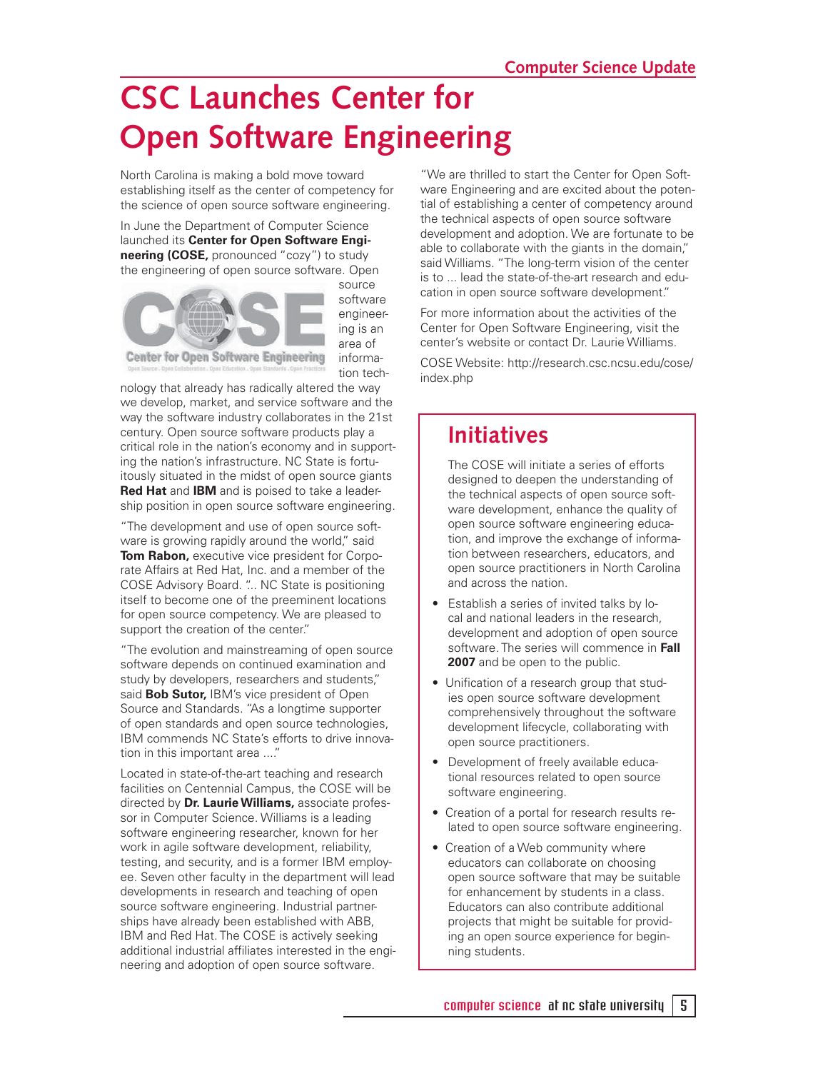# CSC Launches Center for Open Software Engineering

North Carolina is making a bold move toward establishing itself as the center of competency for the science of open source software engineering.

In June the Department of Computer Science launched its **Center for Open Software Engineering (COSE,** pronounced "cozy") to study the engineering of open source software. Open source software engineering is an area of information technology that already has radically altered the way we develop, market, and service software and the way the software industry collaborates in the 21st century. Open source software products play a critical role in the nation's economy and in supporting the nation's infrastructure. NC State is fortuitously situated in the midst of open source giants **Red Hat** and **IBM** and is poised to take a leadership position in open source software engineering.

"The development and use of open source software is growing rapidly around the world," said **Tom Rabon,** executive vice president for Corporate Affairs at Red Hat, Inc. and a member of the COSE Advisory Board. "... NC State is positioning itself to become one of the preeminent locations for open source competency. We are pleased to support the creation of the center."

"The evolution and mainstreaming of open source software depends on continued examination and study by developers, researchers and students," said **Bob Sutor,** IBM's vice president of Open Source and Standards. "As a longtime supporter of open standards and open source technologies, IBM commends NC State's efforts to drive innovation in this important area ...."

Located in state-of-the-art teaching and research facilities on Centennial Campus, the COSE will be directed by **Dr. Laurie Williams,** associate professor in Computer Science. Williams is a leading software engineering researcher, known for her work in agile software development, reliability, testing, and security, and is a former IBM employee. Seven other faculty in the department will lead developments in research and teaching of open source software engineering. Industrial partnerships have already been established with ABB, IBM and Red Hat. The COSE is actively seeking additional industrial affiliates interested in the engineering and adoption of open source software.

"We are thrilled to start the Center for Open Software Engineering and are excited about the potential of establishing a center of competency around the technical aspects of open source software development and adoption. We are fortunate to be able to collaborate with the giants in the domain," said Williams. "The long-term vision of the center is to ... lead the state-of-the-art research and education in open source software development."

For more information about the activities of the Center for Open Software Engineering, visit the center's website or contact Dr. Laurie Williams.

COSE Website: http://research.csc.ncsu.edu/cose/index.php

## Initiatives

The COSE will initiate a series of efforts designed to deepen the understanding of the technical aspects of open source software development, enhance the quality of open source software engineering education, and improve the exchange of information between researchers, educators, and open source practitioners in North Carolina and across the nation.

- Establish a series of invited talks by local and national leaders in the research, development and adoption of open source software. The series will commence in **Fall 2007** and be open to the public.
- Unification of a research group that studies open source software development comprehensively throughout the software development lifecycle, collaborating with open source practitioners.
- Development of freely available educational resources related to open source software engineering.
- Creation of a portal for research results related to open source software engineering.
- Creation of a Web community where educators can collaborate on choosing open source software that may be suitable for enhancement by students in a class. Educators can also contribute additional projects that might be suitable for providing an open source experience for beginning students.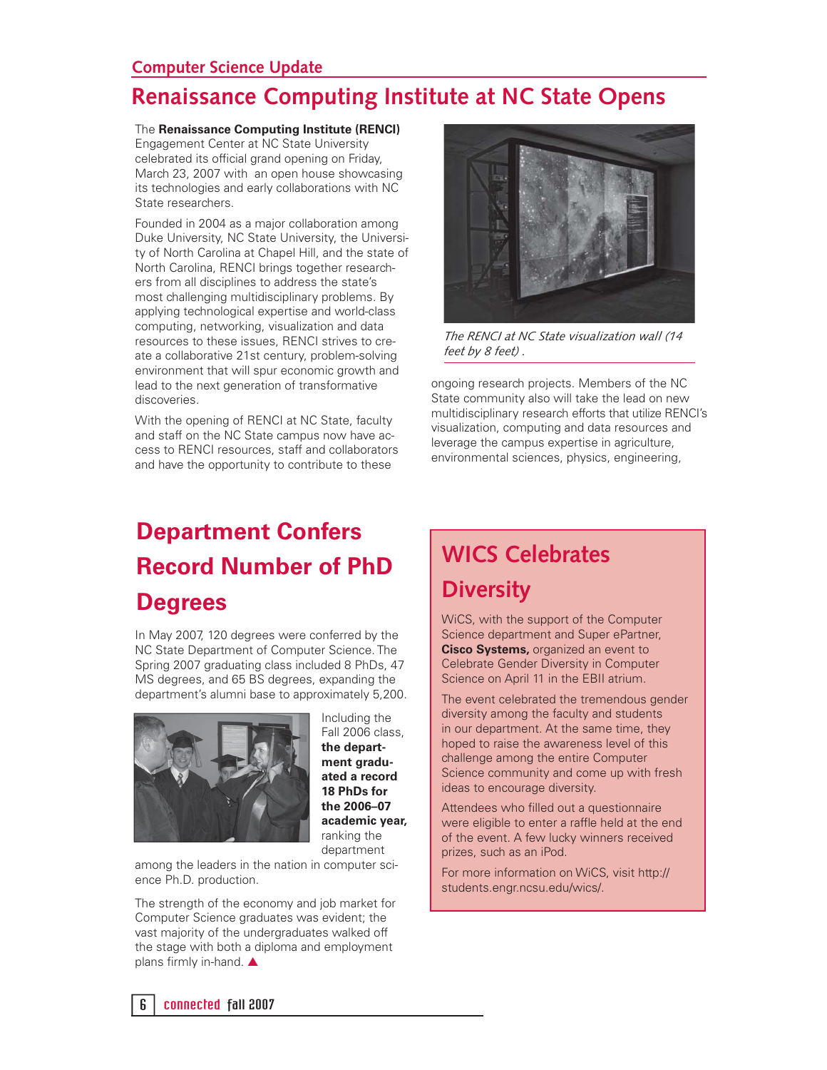## Computer Science Update

# Renaissance Computing Institute at NC State Opens

The **Renaissance Computing Institute (RENCI)** Engagement Center at NC State University celebrated its official grand opening on Friday, March 23, 2007 with an open house showcasing its technologies and early collaborations with NC State researchers.

Founded in 2004 as a major collaboration among Duke University, NC State University, the University of North Carolina at Chapel Hill, and the state of North Carolina, RENCI brings together researchers from all disciplines to address the state's most challenging multidisciplinary problems. By applying technological expertise and world-class computing, networking, visualization and data resources to these issues, RENCI strives to create a collaborative 21st century, problem-solving environment that will spur economic growth and lead to the next generation of transformative discoveries.

With the opening of RENCI at NC State, faculty and staff on the NC State campus now have access to RENCI resources, staff and collaborators and have the opportunity to contribute to these ongoing research projects. Members of the NC State community also will take the lead on new multidisciplinary research efforts that utilize RENCI's visualization, computing and data resources and leverage the campus expertise in agriculture, environmental sciences, physics, engineering,

*The RENCI at NC State visualization wall (14 feet by 8 feet).*

# Department Confers Record Number of PhD Degrees

In May 2007, 120 degrees were conferred by the NC State Department of Computer Science. The Spring 2007 graduating class included 8 PhDs, 47 MS degrees, and 65 BS degrees, expanding the department's alumni base to approximately 5,200.

Including the Fall 2006 class, **the department graduated a record 18 PhDs for the 2006–07 academic year,** ranking the department among the leaders in the nation in computer science Ph.D. production.

The strength of the economy and job market for Computer Science graduates was evident; the vast majority of the undergraduates walked off the stage with both a diploma and employment plans firmly in-hand. ▲

# WICS Celebrates Diversity

WiCS, with the support of the Computer Science department and Super ePartner, **Cisco Systems,** organized an event to Celebrate Gender Diversity in Computer Science on April 11 in the EBII atrium.

The event celebrated the tremendous gender diversity among the faculty and students in our department. At the same time, they hoped to raise the awareness level of this challenge among the entire Computer Science community and come up with fresh ideas to encourage diversity.

Attendees who filled out a questionnaire were eligible to enter a raffle held at the end of the event. A few lucky winners received prizes, such as an iPod.

For more information on WiCS, visit http://students.engr.ncsu.edu/wics/.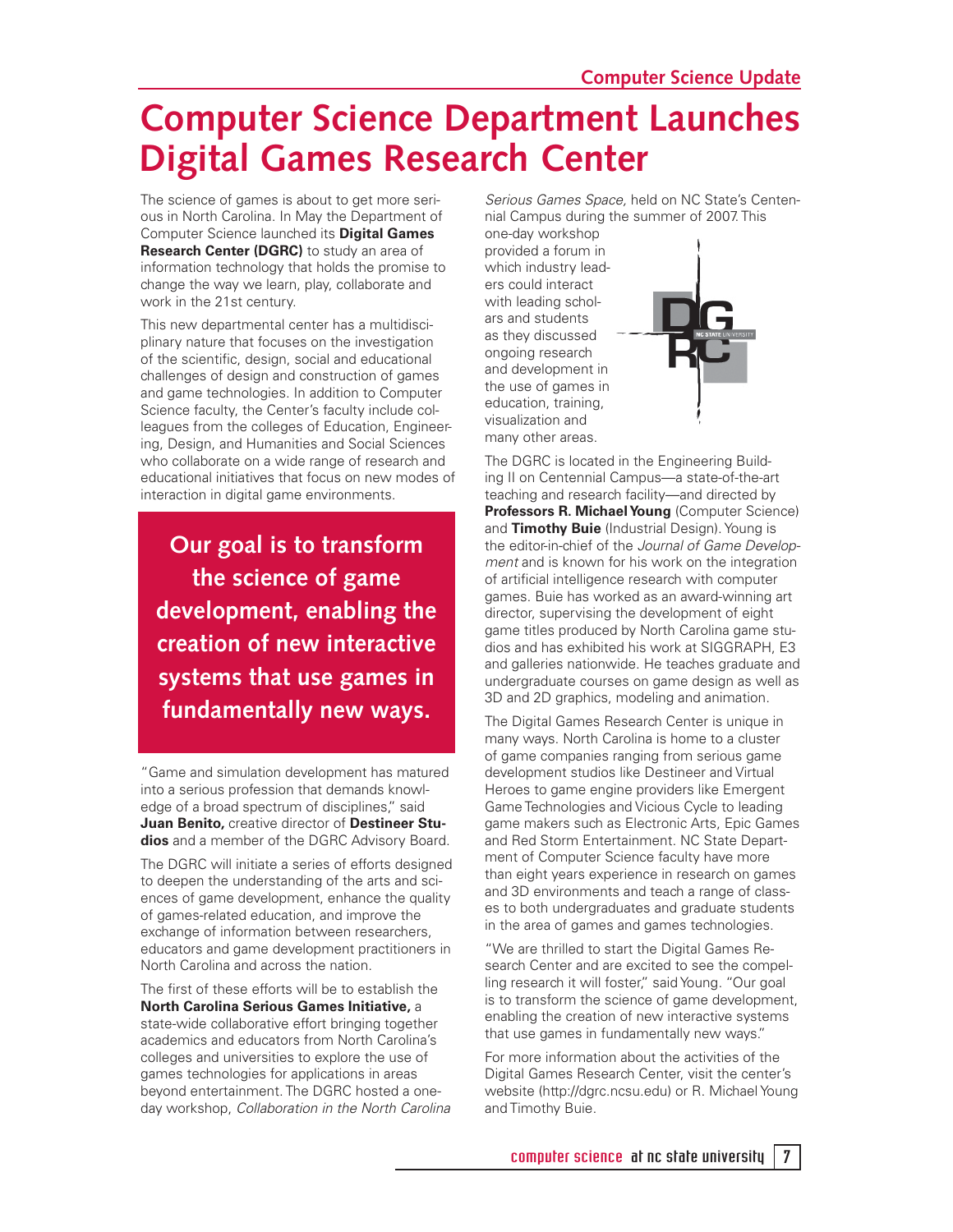# Computer Science Department Launches Digital Games Research Center

The science of games is about to get more serious in North Carolina. In May the Department of Computer Science launched its **Digital Games Research Center (DGRC)** to study an area of information technology that holds the promise to change the way we learn, play, collaborate and work in the 21st century.

This new departmental center has a multidisciplinary nature that focuses on the investigation of the scientific, design, social and educational challenges of design and construction of games and game technologies. In addition to Computer Science faculty, the Center's faculty include colleagues from the colleges of Education, Engineering, Design, and Humanities and Social Sciences who collaborate on a wide range of research and educational initiatives that focus on new modes of interaction in digital game environments.

**Our goal is to transform the science of game development, enabling the creation of new interactive systems that use games in fundamentally new ways.**

"Game and simulation development has matured into a serious profession that demands knowledge of a broad spectrum of disciplines," said **Juan Benito,** creative director of **Destineer Studios** and a member of the DGRC Advisory Board.

The DGRC will initiate a series of efforts designed to deepen the understanding of the arts and sciences of game development, enhance the quality of games-related education, and improve the exchange of information between researchers, educators and game development practitioners in North Carolina and across the nation.

The first of these efforts will be to establish the **North Carolina Serious Games Initiative,** a state-wide collaborative effort bringing together academics and educators from North Carolina's colleges and universities to explore the use of games technologies for applications in areas beyond entertainment. The DGRC hosted a one-day workshop, *Collaboration in the North Carolina Serious Games Space,* held on NC State's Centennial Campus during the summer of 2007. This one-day workshop provided a forum in which industry leaders could interact with leading scholars and students as they discussed ongoing research and development in the use of games in education, training, visualization and many other areas.

The DGRC is located in the Engineering Building II on Centennial Campus—a state-of-the-art teaching and research facility—and directed by **Professors R. Michael Young** (Computer Science) and **Timothy Buie** (Industrial Design). Young is the editor-in-chief of the *Journal of Game Development* and is known for his work on the integration of artificial intelligence research with computer games. Buie has worked as an award-winning art director, supervising the development of eight game titles produced by North Carolina game studios and has exhibited his work at SIGGRAPH, E3 and galleries nationwide. He teaches graduate and undergraduate courses on game design as well as 3D and 2D graphics, modeling and animation.

The Digital Games Research Center is unique in many ways. North Carolina is home to a cluster of game companies ranging from serious game development studios like Destineer and Virtual Heroes to game engine providers like Emergent Game Technologies and Vicious Cycle to leading game makers such as Electronic Arts, Epic Games and Red Storm Entertainment. NC State Department of Computer Science faculty have more than eight years experience in research on games and 3D environments and teach a range of classes to both undergraduates and graduate students in the area of games and games technologies.

"We are thrilled to start the Digital Games Research Center and are excited to see the compelling research it will foster," said Young. "Our goal is to transform the science of game development, enabling the creation of new interactive systems that use games in fundamentally new ways."

For more information about the activities of the Digital Games Research Center, visit the center's website (http://dgrc.ncsu.edu) or R. Michael Young and Timothy Buie.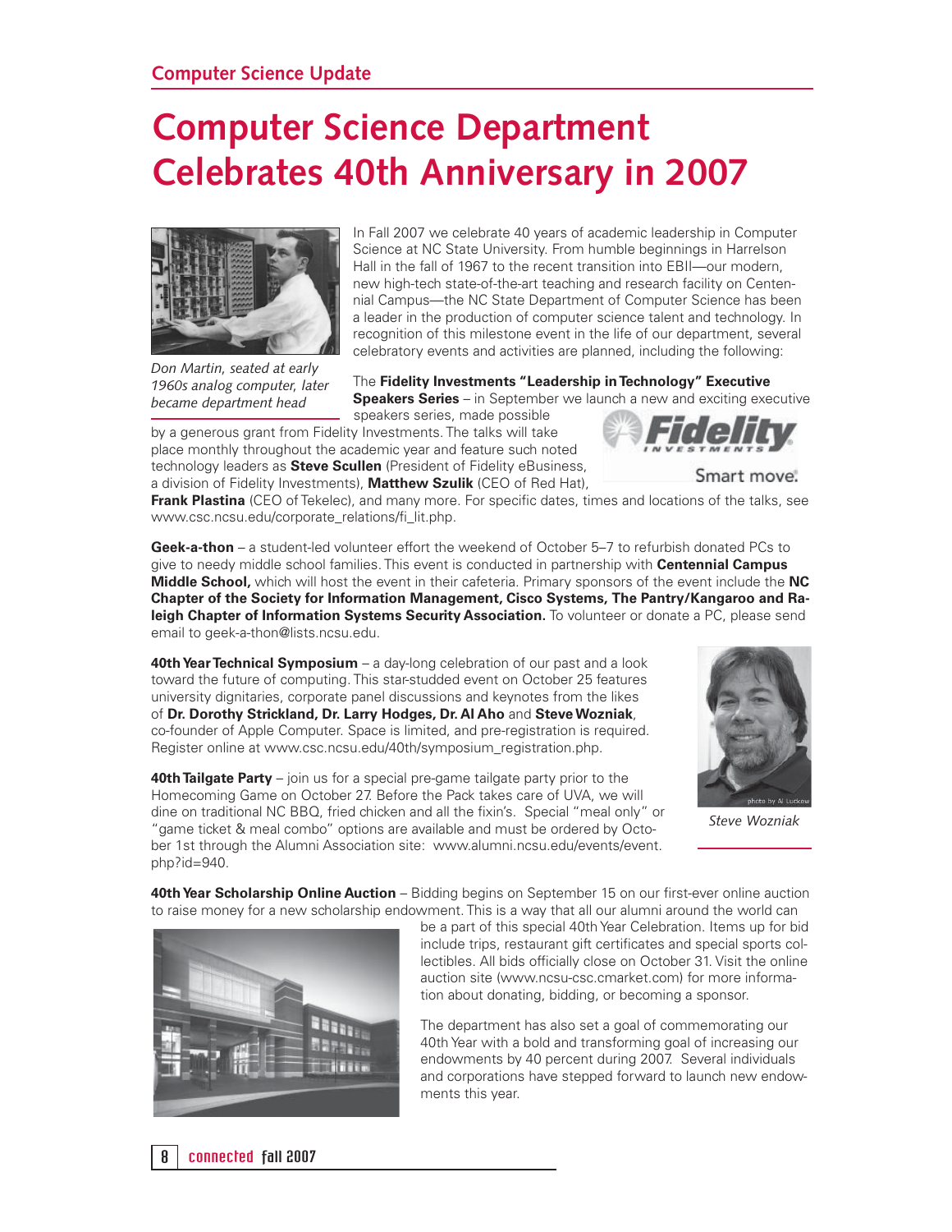# Computer Science Department Celebrates 40th Anniversary in 2007

*Don Martin, seated at early 1960s analog computer, later became department head*

In Fall 2007 we celebrate 40 years of academic leadership in Computer Science at NC State University. From humble beginnings in Harrelson Hall in the fall of 1967 to the recent transition into EBII—our modern, new high-tech state-of-the-art teaching and research facility on Centennial Campus—the NC State Department of Computer Science has been a leader in the production of computer science talent and technology. In recognition of this milestone event in the life of our department, several celebratory events and activities are planned, including the following:

The **Fidelity Investments "Leadership in Technology" Executive Speakers Series** – in September we launch a new and exciting executive speakers series, made possible by a generous grant from Fidelity Investments. The talks will take place monthly throughout the academic year and feature such noted technology leaders as **Steve Scullen** (President of Fidelity eBusiness, a division of Fidelity Investments), **Matthew Szulik** (CEO of Red Hat), **Frank Plastina** (CEO of Tekelec), and many more. For specific dates, times and locations of the talks, see www.csc.ncsu.edu/corporate_relations/fi_lit.php.

**Geek-a-thon** – a student-led volunteer effort the weekend of October 5–7 to refurbish donated PCs to give to needy middle school families. This event is conducted in partnership with **Centennial Campus Middle School,** which will host the event in their cafeteria. Primary sponsors of the event include the **NC Chapter of the Society for Information Management, Cisco Systems, The Pantry/Kangaroo and Raleigh Chapter of Information Systems Security Association.** To volunteer or donate a PC, please send email to geek-a-thon@lists.ncsu.edu.

**40th Year Technical Symposium** – a day-long celebration of our past and a look toward the future of computing. This star-studded event on October 25 features university dignitaries, corporate panel discussions and keynotes from the likes of **Dr. Dorothy Strickland, Dr. Larry Hodges, Dr. Al Aho** and **Steve Wozniak**, co-founder of Apple Computer. Space is limited, and pre-registration is required. Register online at www.csc.ncsu.edu/40th/symposium_registration.php.

*Steve Wozniak*

**40th Tailgate Party** – join us for a special pre-game tailgate party prior to the Homecoming Game on October 27. Before the Pack takes care of UVA, we will dine on traditional NC BBQ, fried chicken and all the fixin's. Special "meal only" or "game ticket & meal combo" options are available and must be ordered by October 1st through the Alumni Association site: www.alumni.ncsu.edu/events/event.php?id=940.

**40th Year Scholarship Online Auction** – Bidding begins on September 15 on our first-ever online auction to raise money for a new scholarship endowment. This is a way that all our alumni around the world can be a part of this special 40th Year Celebration. Items up for bid include trips, restaurant gift certificates and special sports collectibles. All bids officially close on October 31. Visit the online auction site (www.ncsu-csc.cmarket.com) for more information about donating, bidding, or becoming a sponsor.

The department has also set a goal of commemorating our 40th Year with a bold and transforming goal of increasing our endowments by 40 percent during 2007. Several individuals and corporations have stepped forward to launch new endowments this year.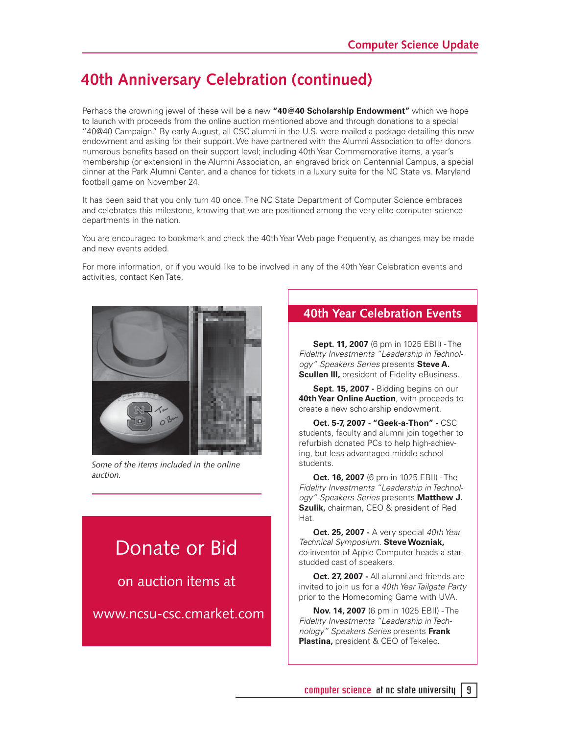# 40th Anniversary Celebration (continued)

Perhaps the crowning jewel of these will be a new **"40@40 Scholarship Endowment"** which we hope to launch with proceeds from the online auction mentioned above and through donations to a special "40@40 Campaign." By early August, all CSC alumni in the U.S. were mailed a package detailing this new endowment and asking for their support. We have partnered with the Alumni Association to offer donors numerous benefits based on their support level; including 40th Year Commemorative items, a year's membership (or extension) in the Alumni Association, an engraved brick on Centennial Campus, a special dinner at the Park Alumni Center, and a chance for tickets in a luxury suite for the NC State vs. Maryland football game on November 24.

It has been said that you only turn 40 once. The NC State Department of Computer Science embraces and celebrates this milestone, knowing that we are positioned among the very elite computer science departments in the nation.

You are encouraged to bookmark and check the 40th Year Web page frequently, as changes may be made and new events added.

For more information, or if you would like to be involved in any of the 40th Year Celebration events and activities, contact Ken Tate.

*Some of the items included in the online auction.*

Donate or Bid

on auction items at

www.ncsu-csc.cmarket.com

## 40th Year Celebration Events

**Sept. 11, 2007** (6 pm in 1025 EBII) - The *Fidelity Investments "Leadership in Technology" Speakers Series* presents **Steve A. Scullen III,** president of Fidelity eBusiness.

**Sept. 15, 2007 -** Bidding begins on our **40th Year Online Auction**, with proceeds to create a new scholarship endowment.

**Oct. 5-7, 2007 - "Geek-a-Thon" -** CSC students, faculty and alumni join together to refurbish donated PCs to help high-achieving, but less-advantaged middle school students.

**Oct. 16, 2007** (6 pm in 1025 EBII) - The *Fidelity Investments "Leadership in Technology" Speakers Series* presents **Matthew J. Szulik,** chairman, CEO & president of Red Hat.

**Oct. 25, 2007 -** A very special *40th Year Technical Symposium.* **Steve Wozniak,** co-inventor of Apple Computer heads a star-studded cast of speakers.

**Oct. 27, 2007 -** All alumni and friends are invited to join us for a *40th Year Tailgate Party* prior to the Homecoming Game with UVA.

**Nov. 14, 2007** (6 pm in 1025 EBII) - The *Fidelity Investments "Leadership in Technology" Speakers Series* presents **Frank Plastina,** president & CEO of Tekelec.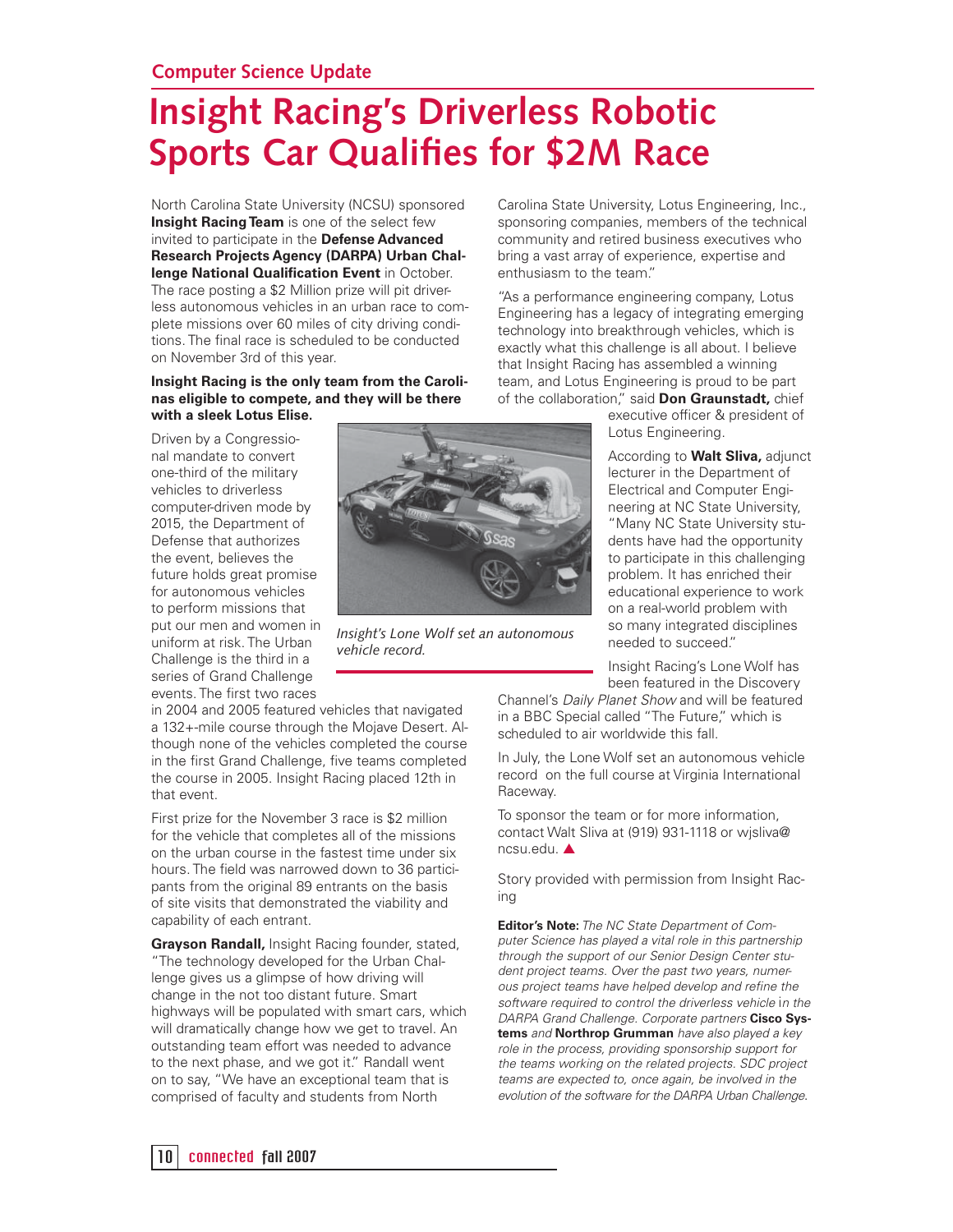## Computer Science Update

# Insight Racing's Driverless Robotic Sports Car Qualifies for $2M Race

North Carolina State University (NCSU) sponsored **Insight Racing Team** is one of the select few invited to participate in the **Defense Advanced Research Projects Agency (DARPA) Urban Challenge National Qualification Event** in October. The race posting a $2 Million prize will pit driverless autonomous vehicles in an urban race to complete missions over 60 miles of city driving conditions. The final race is scheduled to be conducted on November 3rd of this year.

**Insight Racing is the only team from the Carolinas eligible to compete, and they will be there with a sleek Lotus Elise.**

Driven by a Congressional mandate to convert one-third of the military vehicles to driverless computer-driven mode by 2015, the Department of Defense that authorizes the event, believes the future holds great promise for autonomous vehicles to perform missions that put our men and women in uniform at risk. The Urban Challenge is the third in a series of Grand Challenge events. The first two races in 2004 and 2005 featured vehicles that navigated a 132+-mile course through the Mojave Desert. Although none of the vehicles completed the course in the first Grand Challenge, five teams completed the course in 2005. Insight Racing placed 12th in that event.

*Insight's Lone Wolf set an autonomous vehicle record.*

First prize for the November 3 race is $2 million for the vehicle that completes all of the missions on the urban course in the fastest time under six hours. The field was narrowed down to 36 participants from the original 89 entrants on the basis of site visits that demonstrated the viability and capability of each entrant.

**Grayson Randall,** Insight Racing founder, stated, "The technology developed for the Urban Challenge gives us a glimpse of how driving will change in the not too distant future. Smart highways will be populated with smart cars, which will dramatically change how we get to travel. An outstanding team effort was needed to advance to the next phase, and we got it." Randall went on to say, "We have an exceptional team that is comprised of faculty and students from North Carolina State University, Lotus Engineering, Inc., sponsoring companies, members of the technical community and retired business executives who bring a vast array of experience, expertise and enthusiasm to the team."

"As a performance engineering company, Lotus Engineering has a legacy of integrating emerging technology into breakthrough vehicles, which is exactly what this challenge is all about. I believe that Insight Racing has assembled a winning team, and Lotus Engineering is proud to be part of the collaboration," said **Don Graunstadt,** chief executive officer & president of Lotus Engineering.

According to **Walt Sliva,** adjunct lecturer in the Department of Electrical and Computer Engineering at NC State University, "Many NC State University students have had the opportunity to participate in this challenging problem. It has enriched their educational experience to work on a real-world problem with so many integrated disciplines needed to succeed."

Insight Racing's Lone Wolf has been featured in the Discovery Channel's *Daily Planet Show* and will be featured in a BBC Special called "The Future," which is scheduled to air worldwide this fall.

In July, the Lone Wolf set an autonomous vehicle record on the full course at Virginia International Raceway.

To sponsor the team or for more information, contact Walt Sliva at (919) 931-1118 or wjsliva@ncsu.edu. ▲

Story provided with permission from Insight Racing

**Editor's Note:** *The NC State Department of Computer Science has played a vital role in this partnership through the support of our Senior Design Center student project teams. Over the past two years, numerous project teams have helped develop and refine the software required to control the driverless vehicle in the DARPA Grand Challenge. Corporate partners* **Cisco Systems** *and* **Northrop Grumman** *have also played a key role in the process, providing sponsorship support for the teams working on the related projects. SDC project teams are expected to, once again, be involved in the evolution of the software for the DARPA Urban Challenge.*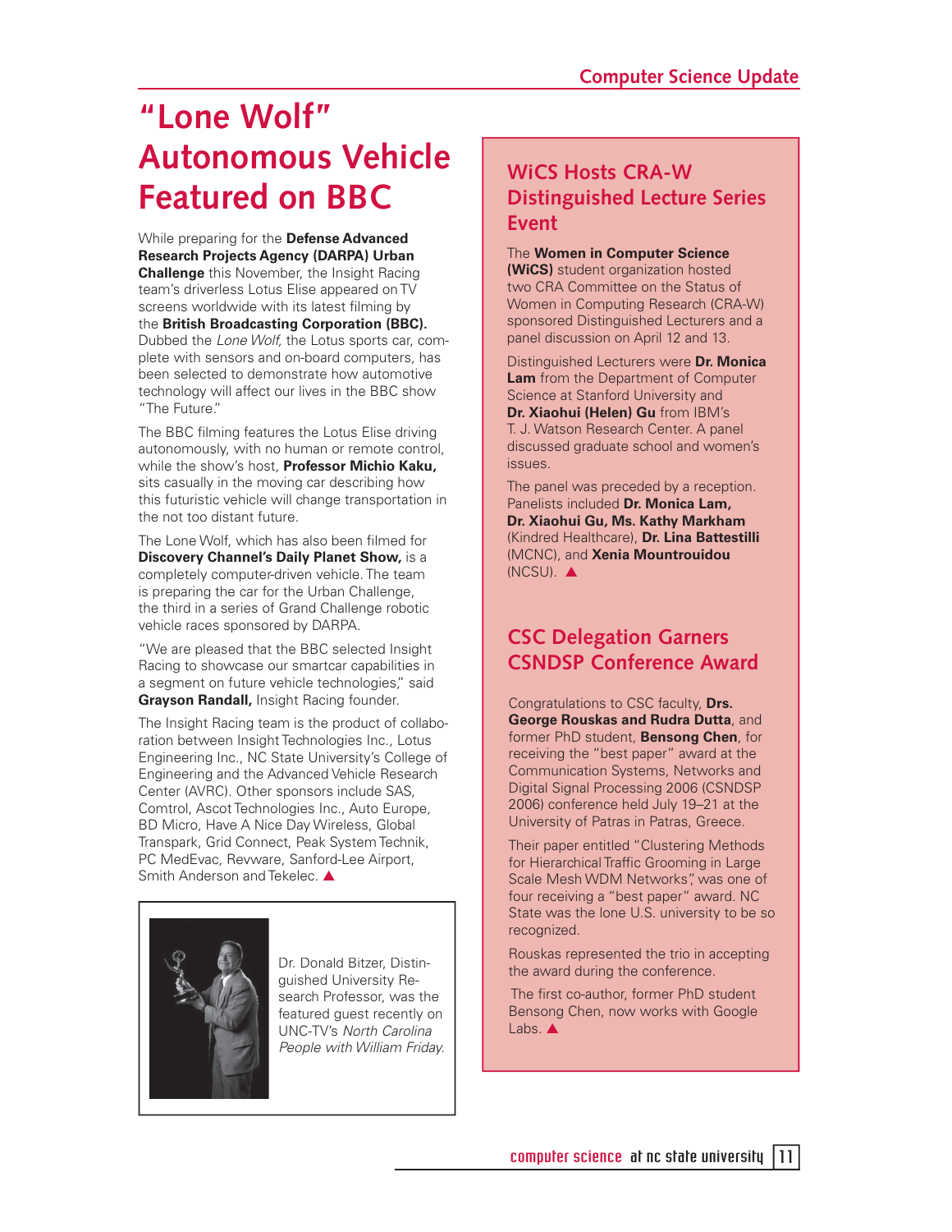# "Lone Wolf" Autonomous Vehicle Featured on BBC

While preparing for the **Defense Advanced Research Projects Agency (DARPA) Urban Challenge** this November, the Insight Racing team's driverless Lotus Elise appeared on TV screens worldwide with its latest filming by the **British Broadcasting Corporation (BBC).** Dubbed the *Lone Wolf*, the Lotus sports car, complete with sensors and on-board computers, has been selected to demonstrate how automotive technology will affect our lives in the BBC show "The Future."

The BBC filming features the Lotus Elise driving autonomously, with no human or remote control, while the show's host, **Professor Michio Kaku,** sits casually in the moving car describing how this futuristic vehicle will change transportation in the not too distant future.

The Lone Wolf, which has also been filmed for **Discovery Channel's Daily Planet Show,** is a completely computer-driven vehicle. The team is preparing the car for the Urban Challenge, the third in a series of Grand Challenge robotic vehicle races sponsored by DARPA.

"We are pleased that the BBC selected Insight Racing to showcase our smartcar capabilities in a segment on future vehicle technologies," said **Grayson Randall,** Insight Racing founder.

The Insight Racing team is the product of collaboration between Insight Technologies Inc., Lotus Engineering Inc., NC State University's College of Engineering and the Advanced Vehicle Research Center (AVRC). Other sponsors include SAS, Comtrol, Ascot Technologies Inc., Auto Europe, BD Micro, Have A Nice Day Wireless, Global Transpark, Grid Connect, Peak System Technik, PC MedEvac, Revware, Sanford-Lee Airport, Smith Anderson and Tekelec. ▲

Dr. Donald Bitzer, Distinguished University Research Professor, was the featured guest recently on UNC-TV's *North Carolina People with William Friday.*

## WiCS Hosts CRA-W Distinguished Lecture Series Event

The **Women in Computer Science (WiCS)** student organization hosted two CRA Committee on the Status of Women in Computing Research (CRA-W) sponsored Distinguished Lecturers and a panel discussion on April 12 and 13.

Distinguished Lecturers were **Dr. Monica Lam** from the Department of Computer Science at Stanford University and **Dr. Xiaohui (Helen) Gu** from IBM's T. J. Watson Research Center. A panel discussed graduate school and women's issues.

The panel was preceded by a reception. Panelists included **Dr. Monica Lam, Dr. Xiaohui Gu, Ms. Kathy Markham** (Kindred Healthcare), **Dr. Lina Battestilli** (MCNC), and **Xenia Mountrouidou** (NCSU). ▲

## CSC Delegation Garners CSNDSP Conference Award

Congratulations to CSC faculty, **Drs. George Rouskas and Rudra Dutta**, and former PhD student, **Bensong Chen**, for receiving the "best paper" award at the Communication Systems, Networks and Digital Signal Processing 2006 (CSNDSP 2006) conference held July 19–21 at the University of Patras in Patras, Greece.

Their paper entitled "Clustering Methods for Hierarchical Traffic Grooming in Large Scale Mesh WDM Networks", was one of four receiving a "best paper" award. NC State was the lone U.S. university to be so recognized.

Rouskas represented the trio in accepting the award during the conference.

The first co-author, former PhD student Bensong Chen, now works with Google Labs. ▲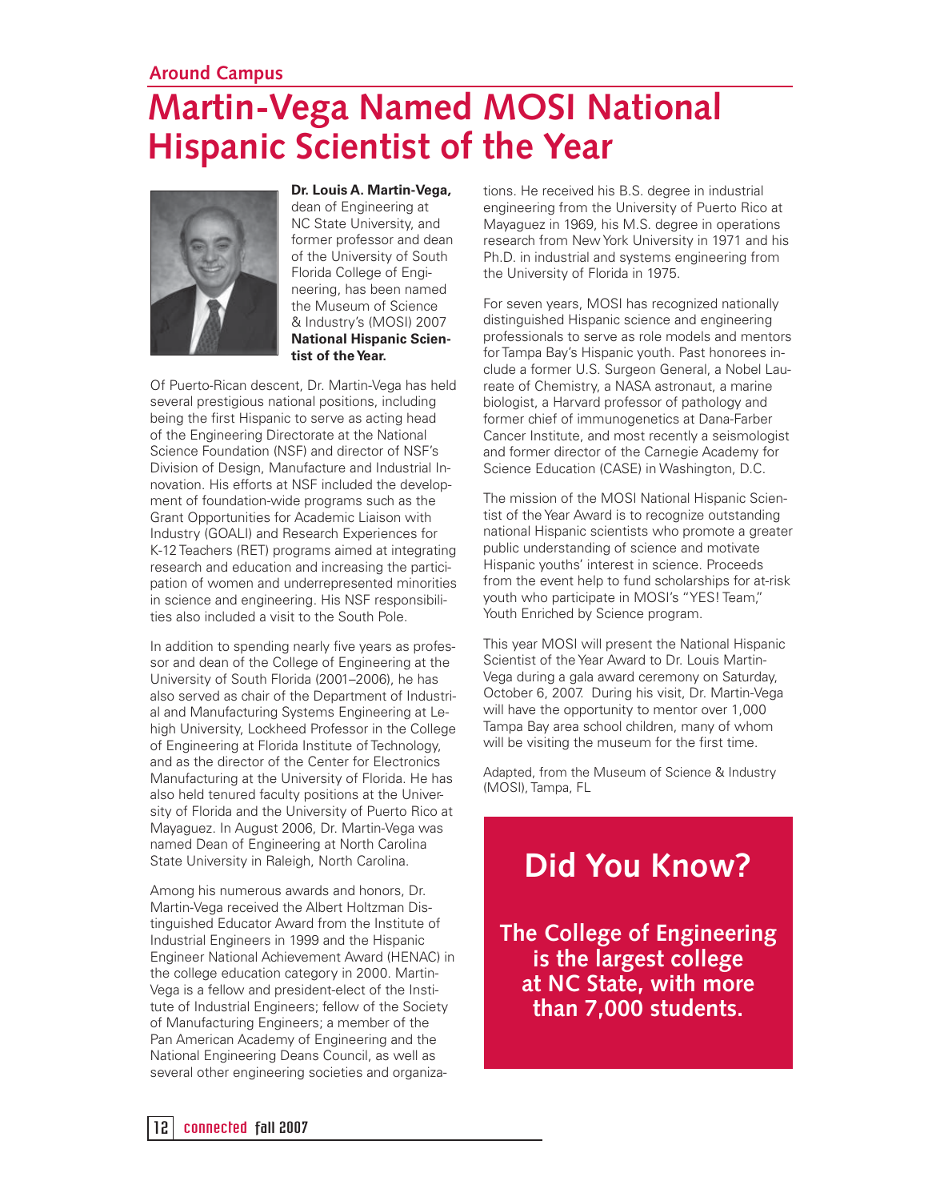## Around Campus

# Martin-Vega Named MOSI National Hispanic Scientist of the Year

**Dr. Louis A. Martin-Vega,** dean of Engineering at NC State University, and former professor and dean of the University of South Florida College of Engineering, has been named the Museum of Science & Industry's (MOSI) 2007 **National Hispanic Scientist of the Year.**

Of Puerto-Rican descent, Dr. Martin-Vega has held several prestigious national positions, including being the first Hispanic to serve as acting head of the Engineering Directorate at the National Science Foundation (NSF) and director of NSF's Division of Design, Manufacture and Industrial Innovation. His efforts at NSF included the development of foundation-wide programs such as the Grant Opportunities for Academic Liaison with Industry (GOALI) and Research Experiences for K-12 Teachers (RET) programs aimed at integrating research and education and increasing the participation of women and underrepresented minorities in science and engineering. His NSF responsibilities also included a visit to the South Pole.

In addition to spending nearly five years as professor and dean of the College of Engineering at the University of South Florida (2001–2006), he has also served as chair of the Department of Industrial and Manufacturing Systems Engineering at Lehigh University, Lockheed Professor in the College of Engineering at Florida Institute of Technology, and as the director of the Center for Electronics Manufacturing at the University of Florida. He has also held tenured faculty positions at the University of Florida and the University of Puerto Rico at Mayaguez. In August 2006, Dr. Martin-Vega was named Dean of Engineering at North Carolina State University in Raleigh, North Carolina.

Among his numerous awards and honors, Dr. Martin-Vega received the Albert Holtzman Distinguished Educator Award from the Institute of Industrial Engineers in 1999 and the Hispanic Engineer National Achievement Award (HENAC) in the college education category in 2000. Martin-Vega is a fellow and president-elect of the Institute of Industrial Engineers; fellow of the Society of Manufacturing Engineers; a member of the Pan American Academy of Engineering and the National Engineering Deans Council, as well as several other engineering societies and organizations. He received his B.S. degree in industrial engineering from the University of Puerto Rico at Mayaguez in 1969, his M.S. degree in operations research from New York University in 1971 and his Ph.D. in industrial and systems engineering from the University of Florida in 1975.

For seven years, MOSI has recognized nationally distinguished Hispanic science and engineering professionals to serve as role models and mentors for Tampa Bay's Hispanic youth. Past honorees include a former U.S. Surgeon General, a Nobel Laureate of Chemistry, a NASA astronaut, a marine biologist, a Harvard professor of pathology and former chief of immunogenetics at Dana-Farber Cancer Institute, and most recently a seismologist and former director of the Carnegie Academy for Science Education (CASE) in Washington, D.C.

The mission of the MOSI National Hispanic Scientist of the Year Award is to recognize outstanding national Hispanic scientists who promote a greater public understanding of science and motivate Hispanic youths' interest in science. Proceeds from the event help to fund scholarships for at-risk youth who participate in MOSI's "YES! Team," Youth Enriched by Science program.

This year MOSI will present the National Hispanic Scientist of the Year Award to Dr. Louis Martin-Vega during a gala award ceremony on Saturday, October 6, 2007. During his visit, Dr. Martin-Vega will have the opportunity to mentor over 1,000 Tampa Bay area school children, many of whom will be visiting the museum for the first time.

Adapted, from the Museum of Science & Industry (MOSI), Tampa, FL

## Did You Know?

**The College of Engineering is the largest college at NC State, with more than 7,000 students.**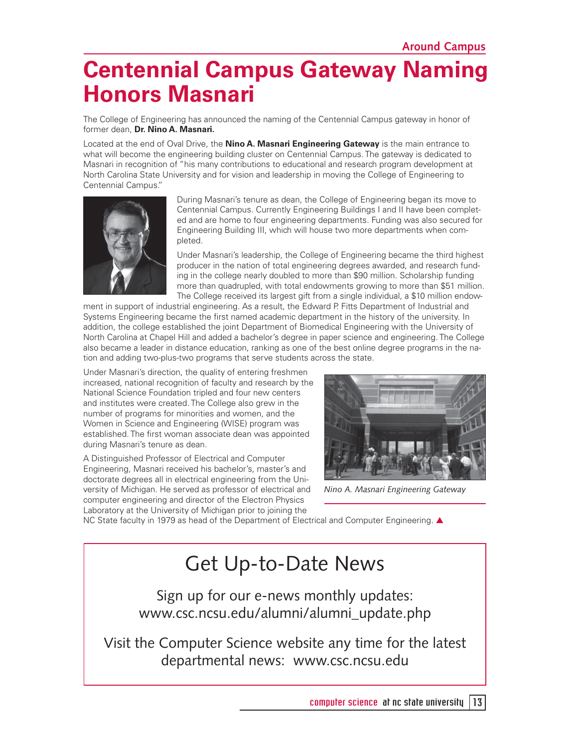# Centennial Campus Gateway Naming Honors Masnari

The College of Engineering has announced the naming of the Centennial Campus gateway in honor of former dean, **Dr. Nino A. Masnari.**

Located at the end of Oval Drive, the **Nino A. Masnari Engineering Gateway** is the main entrance to what will become the engineering building cluster on Centennial Campus. The gateway is dedicated to Masnari in recognition of "his many contributions to educational and research program development at North Carolina State University and for vision and leadership in moving the College of Engineering to Centennial Campus."

During Masnari's tenure as dean, the College of Engineering began its move to Centennial Campus. Currently Engineering Buildings I and II have been completed and are home to four engineering departments. Funding was also secured for Engineering Building III, which will house two more departments when completed.

Under Masnari's leadership, the College of Engineering became the third highest producer in the nation of total engineering degrees awarded, and research funding in the college nearly doubled to more than $90 million. Scholarship funding more than quadrupled, with total endowments growing to more than $51 million. The College received its largest gift from a single individual, a $10 million endowment in support of industrial engineering. As a result, the Edward P. Fitts Department of Industrial and Systems Engineering became the first named academic department in the history of the university. In addition, the college established the joint Department of Biomedical Engineering with the University of North Carolina at Chapel Hill and added a bachelor's degree in paper science and engineering. The College also became a leader in distance education, ranking as one of the best online degree programs in the nation and adding two-plus-two programs that serve students across the state.

Under Masnari's direction, the quality of entering freshmen increased, national recognition of faculty and research by the National Science Foundation tripled and four new centers and institutes were created. The College also grew in the number of programs for minorities and women, and the Women in Science and Engineering (WISE) program was established. The first woman associate dean was appointed during Masnari's tenure as dean.

A Distinguished Professor of Electrical and Computer Engineering, Masnari received his bachelor's, master's and doctorate degrees all in electrical engineering from the University of Michigan. He served as professor of electrical and computer engineering and director of the Electron Physics Laboratory at the University of Michigan prior to joining the NC State faculty in 1979 as head of the Department of Electrical and Computer Engineering. ▲

*Nino A. Masnari Engineering Gateway*

## Get Up-to-Date News

Sign up for our e-news monthly updates: www.csc.ncsu.edu/alumni/alumni_update.php

Visit the Computer Science website any time for the latest departmental news: www.csc.ncsu.edu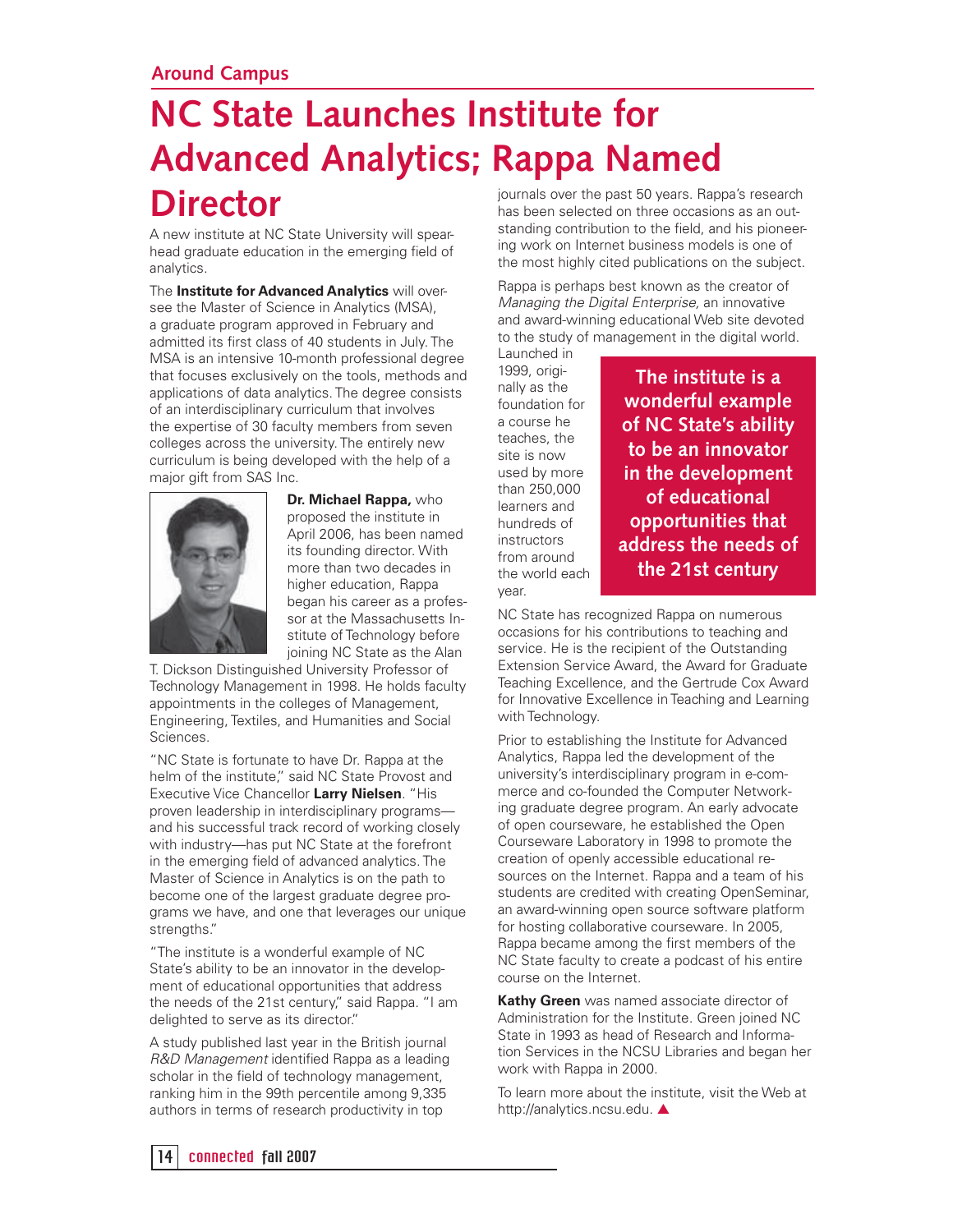Around Campus

# NC State Launches Institute for Advanced Analytics; Rappa Named Director

A new institute at NC State University will spearhead graduate education in the emerging field of analytics.

The **Institute for Advanced Analytics** will oversee the Master of Science in Analytics (MSA), a graduate program approved in February and admitted its first class of 40 students in July. The MSA is an intensive 10-month professional degree that focuses exclusively on the tools, methods and applications of data analytics. The degree consists of an interdisciplinary curriculum that involves the expertise of 30 faculty members from seven colleges across the university. The entirely new curriculum is being developed with the help of a major gift from SAS Inc.

**Dr. Michael Rappa,** who proposed the institute in April 2006, has been named its founding director. With more than two decades in higher education, Rappa began his career as a professor at the Massachusetts Institute of Technology before joining NC State as the Alan T. Dickson Distinguished University Professor of Technology Management in 1998. He holds faculty appointments in the colleges of Management, Engineering, Textiles, and Humanities and Social Sciences.

"NC State is fortunate to have Dr. Rappa at the helm of the institute," said NC State Provost and Executive Vice Chancellor **Larry Nielsen**. "His proven leadership in interdisciplinary programs—and his successful track record of working closely with industry—has put NC State at the forefront in the emerging field of advanced analytics. The Master of Science in Analytics is on the path to become one of the largest graduate degree programs we have, and one that leverages our unique strengths."

"The institute is a wonderful example of NC State's ability to be an innovator in the development of educational opportunities that address the needs of the 21st century," said Rappa. "I am delighted to serve as its director."

A study published last year in the British journal *R&D Management* identified Rappa as a leading scholar in the field of technology management, ranking him in the 99th percentile among 9,335 authors in terms of research productivity in top journals over the past 50 years. Rappa's research has been selected on three occasions as an outstanding contribution to the field, and his pioneering work on Internet business models is one of the most highly cited publications on the subject.

Rappa is perhaps best known as the creator of *Managing the Digital Enterprise*, an innovative and award-winning educational Web site devoted to the study of management in the digital world. Launched in 1999, originally as the foundation for a course he teaches, the site is now used by more than 250,000 learners and hundreds of instructors from around the world each year.

**The institute is a wonderful example of NC State's ability to be an innovator in the development of educational opportunities that address the needs of the 21st century**

NC State has recognized Rappa on numerous occasions for his contributions to teaching and service. He is the recipient of the Outstanding Extension Service Award, the Award for Graduate Teaching Excellence, and the Gertrude Cox Award for Innovative Excellence in Teaching and Learning with Technology.

Prior to establishing the Institute for Advanced Analytics, Rappa led the development of the university's interdisciplinary program in e-commerce and co-founded the Computer Networking graduate degree program. An early advocate of open courseware, he established the Open Courseware Laboratory in 1998 to promote the creation of openly accessible educational resources on the Internet. Rappa and a team of his students are credited with creating OpenSeminar, an award-winning open source software platform for hosting collaborative courseware. In 2005, Rappa became among the first members of the NC State faculty to create a podcast of his entire course on the Internet.

**Kathy Green** was named associate director of Administration for the Institute. Green joined NC State in 1993 as head of Research and Information Services in the NCSU Libraries and began her work with Rappa in 2000.

To learn more about the institute, visit the Web at http://analytics.ncsu.edu. ▲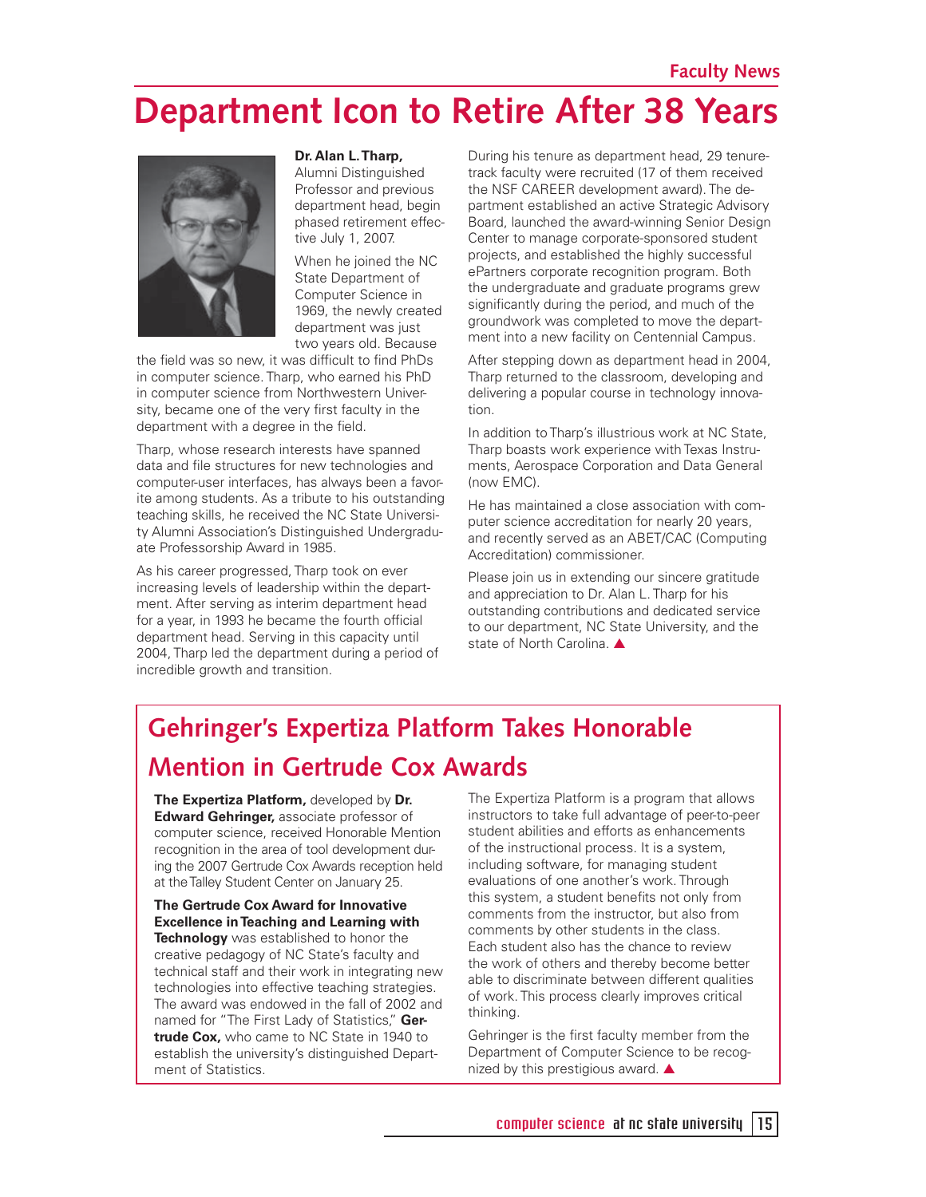Faculty News

# Department Icon to Retire After 38 Years

**Dr. Alan L. Tharp,** Alumni Distinguished Professor and previous department head, begin phased retirement effective July 1, 2007.

When he joined the NC State Department of Computer Science in 1969, the newly created department was just two years old. Because the field was so new, it was difficult to find PhDs in computer science. Tharp, who earned his PhD in computer science from Northwestern University, became one of the very first faculty in the department with a degree in the field.

Tharp, whose research interests have spanned data and file structures for new technologies and computer-user interfaces, has always been a favorite among students. As a tribute to his outstanding teaching skills, he received the NC State University Alumni Association's Distinguished Undergraduate Professorship Award in 1985.

As his career progressed, Tharp took on ever increasing levels of leadership within the department. After serving as interim department head for a year, in 1993 he became the fourth official department head. Serving in this capacity until 2004, Tharp led the department during a period of incredible growth and transition.

During his tenure as department head, 29 tenure-track faculty were recruited (17 of them received the NSF CAREER development award). The department established an active Strategic Advisory Board, launched the award-winning Senior Design Center to manage corporate-sponsored student projects, and established the highly successful ePartners corporate recognition program. Both the undergraduate and graduate programs grew significantly during the period, and much of the groundwork was completed to move the department into a new facility on Centennial Campus.

After stepping down as department head in 2004, Tharp returned to the classroom, developing and delivering a popular course in technology innovation.

In addition to Tharp's illustrious work at NC State, Tharp boasts work experience with Texas Instruments, Aerospace Corporation and Data General (now EMC).

He has maintained a close association with computer science accreditation for nearly 20 years, and recently served as an ABET/CAC (Computing Accreditation) commissioner.

Please join us in extending our sincere gratitude and appreciation to Dr. Alan L. Tharp for his outstanding contributions and dedicated service to our department, NC State University, and the state of North Carolina. ▲

## Gehringer's Expertiza Platform Takes Honorable Mention in Gertrude Cox Awards

**The Expertiza Platform,** developed by **Dr. Edward Gehringer,** associate professor of computer science, received Honorable Mention recognition in the area of tool development during the 2007 Gertrude Cox Awards reception held at the Talley Student Center on January 25.

**The Gertrude Cox Award for Innovative Excellence in Teaching and Learning with Technology** was established to honor the creative pedagogy of NC State's faculty and technical staff and their work in integrating new technologies into effective teaching strategies. The award was endowed in the fall of 2002 and named for "The First Lady of Statistics," **Gertrude Cox,** who came to NC State in 1940 to establish the university's distinguished Department of Statistics.

The Expertiza Platform is a program that allows instructors to take full advantage of peer-to-peer student abilities and efforts as enhancements of the instructional process. It is a system, including software, for managing student evaluations of one another's work. Through this system, a student benefits not only from comments from the instructor, but also from comments by other students in the class. Each student also has the chance to review the work of others and thereby become better able to discriminate between different qualities of work. This process clearly improves critical thinking.

Gehringer is the first faculty member from the Department of Computer Science to be recognized by this prestigious award. ▲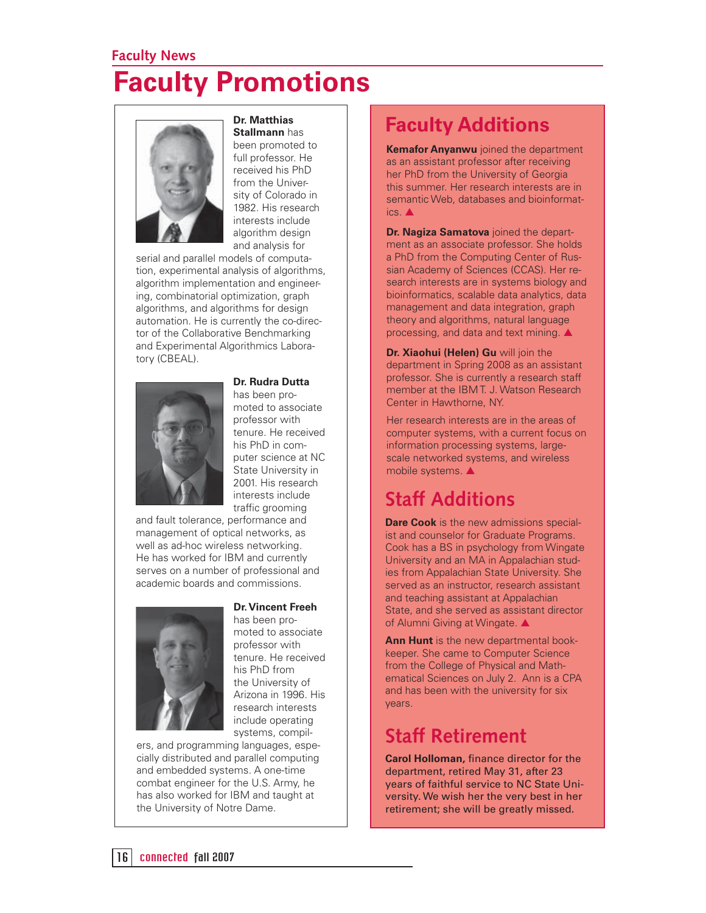Faculty News

# Faculty Promotions

**Dr. Matthias Stallmann** has been promoted to full professor. He received his PhD from the University of Colorado in 1982. His research interests include algorithm design and analysis for serial and parallel models of computation, experimental analysis of algorithms, algorithm implementation and engineering, combinatorial optimization, graph algorithms, and algorithms for design automation. He is currently the co-director of the Collaborative Benchmarking and Experimental Algorithmics Laboratory (CBEAL).

**Dr. Rudra Dutta** has been promoted to associate professor with tenure. He received his PhD in computer science at NC State University in 2001. His research interests include traffic grooming and fault tolerance, performance and management of optical networks, as well as ad-hoc wireless networking. He has worked for IBM and currently serves on a number of professional and academic boards and commissions.

**Dr. Vincent Freeh** has been promoted to associate professor with tenure. He received his PhD from the University of Arizona in 1996. His research interests include operating systems, compilers, and programming languages, especially distributed and parallel computing and embedded systems. A one-time combat engineer for the U.S. Army, he has also worked for IBM and taught at the University of Notre Dame.

## Faculty Additions

**Kemafor Anyanwu** joined the department as an assistant professor after receiving her PhD from the University of Georgia this summer. Her research interests are in semantic Web, databases and bioinformatics. ▲

**Dr. Nagiza Samatova** joined the department as an associate professor. She holds a PhD from the Computing Center of Russian Academy of Sciences (CCAS). Her research interests are in systems biology and bioinformatics, scalable data analytics, data management and data integration, graph theory and algorithms, natural language processing, and data and text mining. ▲

**Dr. Xiaohui (Helen) Gu** will join the department in Spring 2008 as an assistant professor. She is currently a research staff member at the IBM T. J. Watson Research Center in Hawthorne, NY.

Her research interests are in the areas of computer systems, with a current focus on information processing systems, large-scale networked systems, and wireless mobile systems. ▲

## Staff Additions

**Dare Cook** is the new admissions specialist and counselor for Graduate Programs. Cook has a BS in psychology from Wingate University and an MA in Appalachian studies from Appalachian State University. She served as an instructor, research assistant and teaching assistant at Appalachian State, and she served as assistant director of Alumni Giving at Wingate. ▲

**Ann Hunt** is the new departmental bookkeeper. She came to Computer Science from the College of Physical and Mathematical Sciences on July 2. Ann is a CPA and has been with the university for six years.

## Staff Retirement

**Carol Holloman,** finance director for the department, retired May 31, after 23 years of faithful service to NC State University. We wish her the very best in her retirement; she will be greatly missed.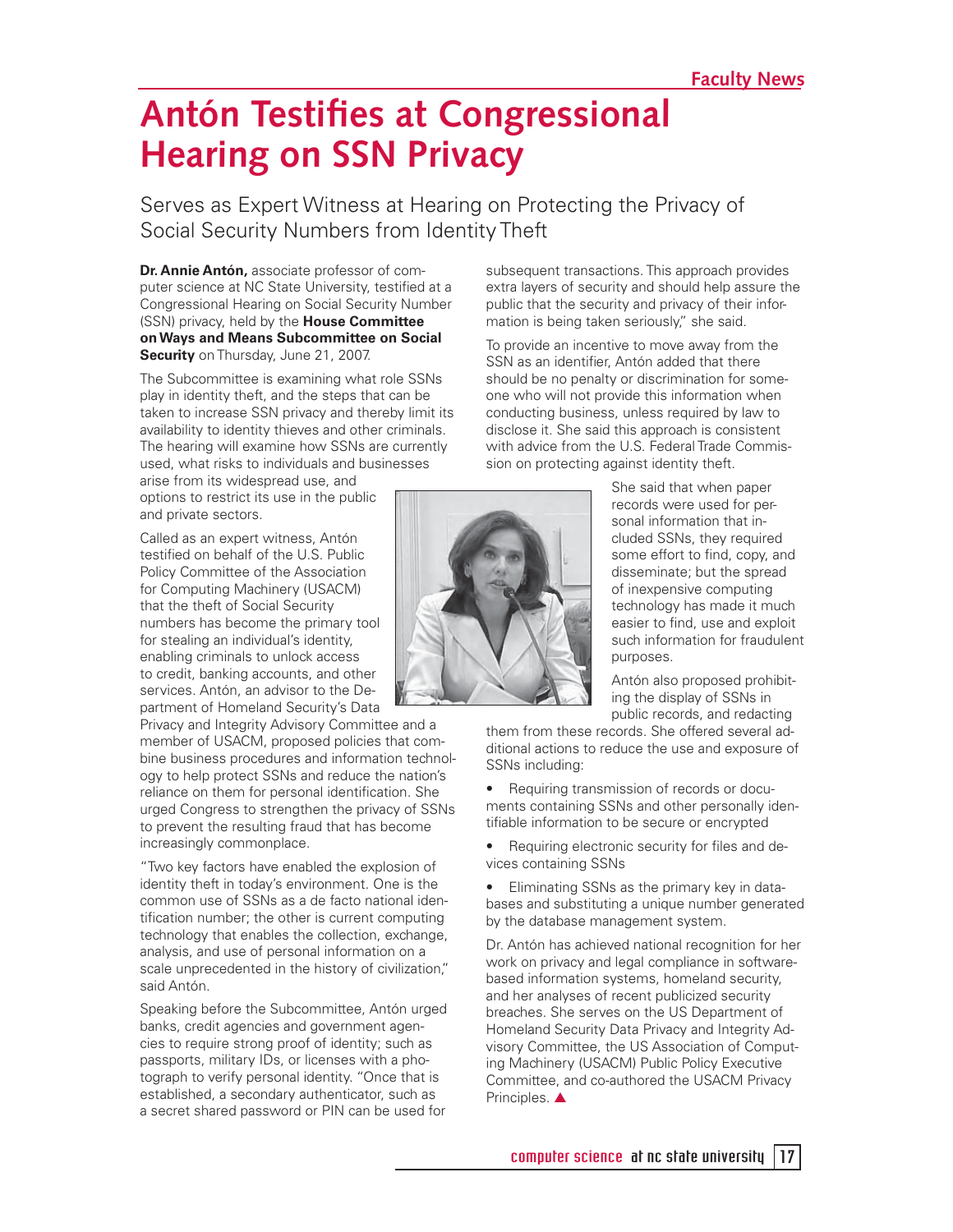# Antón Testifies at Congressional Hearing on SSN Privacy

## Serves as Expert Witness at Hearing on Protecting the Privacy of Social Security Numbers from Identity Theft

**Dr. Annie Antón,** associate professor of computer science at NC State University, testified at a Congressional Hearing on Social Security Number (SSN) privacy, held by the **House Committee on Ways and Means Subcommittee on Social Security** on Thursday, June 21, 2007.

The Subcommittee is examining what role SSNs play in identity theft, and the steps that can be taken to increase SSN privacy and thereby limit its availability to identity thieves and other criminals. The hearing will examine how SSNs are currently used, what risks to individuals and businesses arise from its widespread use, and options to restrict its use in the public and private sectors.

Called as an expert witness, Antón testified on behalf of the U.S. Public Policy Committee of the Association for Computing Machinery (USACM) that the theft of Social Security numbers has become the primary tool for stealing an individual's identity, enabling criminals to unlock access to credit, banking accounts, and other services. Antón, an advisor to the Department of Homeland Security's Data Privacy and Integrity Advisory Committee and a member of USACM, proposed policies that combine business procedures and information technology to help protect SSNs and reduce the nation's reliance on them for personal identification. She urged Congress to strengthen the privacy of SSNs to prevent the resulting fraud that has become increasingly commonplace.

"Two key factors have enabled the explosion of identity theft in today's environment. One is the common use of SSNs as a de facto national identification number; the other is current computing technology that enables the collection, exchange, analysis, and use of personal information on a scale unprecedented in the history of civilization," said Antón.

Speaking before the Subcommittee, Antón urged banks, credit agencies and government agencies to require strong proof of identity; such as passports, military IDs, or licenses with a photograph to verify personal identity. "Once that is established, a secondary authenticator, such as a secret shared password or PIN can be used for subsequent transactions. This approach provides extra layers of security and should help assure the public that the security and privacy of their information is being taken seriously," she said.

To provide an incentive to move away from the SSN as an identifier, Antón added that there should be no penalty or discrimination for someone who will not provide this information when conducting business, unless required by law to disclose it. She said this approach is consistent with advice from the U.S. Federal Trade Commission on protecting against identity theft.

She said that when paper records were used for personal information that included SSNs, they required some effort to find, copy, and disseminate; but the spread of inexpensive computing technology has made it much easier to find, use and exploit such information for fraudulent purposes.

Antón also proposed prohibiting the display of SSNs in public records, and redacting them from these records. She offered several additional actions to reduce the use and exposure of SSNs including:

- Requiring transmission of records or documents containing SSNs and other personally identifiable information to be secure or encrypted
- Requiring electronic security for files and devices containing SSNs
- Eliminating SSNs as the primary key in databases and substituting a unique number generated by the database management system.

Dr. Antón has achieved national recognition for her work on privacy and legal compliance in software-based information systems, homeland security, and her analyses of recent publicized security breaches. She serves on the US Department of Homeland Security Data Privacy and Integrity Advisory Committee, the US Association of Computing Machinery (USACM) Public Policy Executive Committee, and co-authored the USACM Privacy Principles. ▲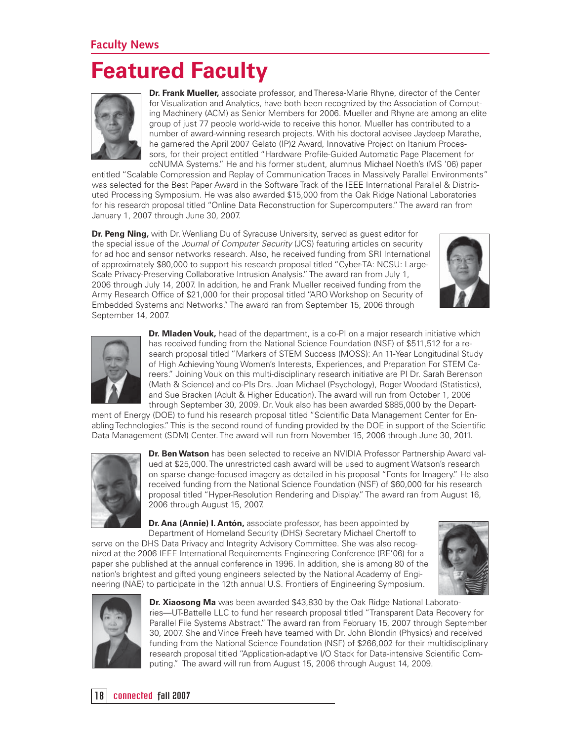## Faculty News

# Featured Faculty

**Dr. Frank Mueller,** associate professor, and Theresa-Marie Rhyne, director of the Center for Visualization and Analytics, have both been recognized by the Association of Computing Machinery (ACM) as Senior Members for 2006. Mueller and Rhyne are among an elite group of just 77 people world-wide to receive this honor. Mueller has contributed to a number of award-winning research projects. With his doctoral advisee Jaydeep Marathe, he garnered the April 2007 Gelato (IP)2 Award, Innovative Project on Itanium Processors, for their project entitled "Hardware Profile-Guided Automatic Page Placement for ccNUMA Systems." He and his former student, alumnus Michael Noeth's (MS '06) paper entitled "Scalable Compression and Replay of Communication Traces in Massively Parallel Environments" was selected for the Best Paper Award in the Software Track of the IEEE International Parallel & Distributed Processing Symposium. He was also awarded $15,000 from the Oak Ridge National Laboratories for his research proposal titled "Online Data Reconstruction for Supercomputers." The award ran from January 1, 2007 through June 30, 2007.

**Dr. Peng Ning,** with Dr. Wenliang Du of Syracuse University, served as guest editor for the special issue of the *Journal of Computer Security* (JCS) featuring articles on security for ad hoc and sensor networks research. Also, he received funding from SRI International of approximately $80,000 to support his research proposal titled "Cyber-TA: NCSU: Large-Scale Privacy-Preserving Collaborative Intrusion Analysis." The award ran from July 1, 2006 through July 14, 2007. In addition, he and Frank Mueller received funding from the Army Research Office of $21,000 for their proposal titled "ARO Workshop on Security of Embedded Systems and Networks." The award ran from September 15, 2006 through September 14, 2007.

**Dr. Mladen Vouk,** head of the department, is a co-PI on a major research initiative which has received funding from the National Science Foundation (NSF) of $511,512 for a research proposal titled "Markers of STEM Success (MOSS): An 11-Year Longitudinal Study of High Achieving Young Women's Interests, Experiences, and Preparation For STEM Careers." Joining Vouk on this multi-disciplinary research initiative are PI Dr. Sarah Berenson (Math & Science) and co-PIs Drs. Joan Michael (Psychology), Roger Woodard (Statistics), and Sue Bracken (Adult & Higher Education). The award will run from October 1, 2006 through September 30, 2009. Dr. Vouk also has been awarded $885,000 by the Department of Energy (DOE) to fund his research proposal titled "Scientific Data Management Center for Enabling Technologies." This is the second round of funding provided by the DOE in support of the Scientific Data Management (SDM) Center. The award will run from November 15, 2006 through June 30, 2011.

**Dr. Ben Watson** has been selected to receive an NVIDIA Professor Partnership Award valued at $25,000. The unrestricted cash award will be used to augment Watson's research on sparse change-focused imagery as detailed in his proposal "Fonts for Imagery." He also received funding from the National Science Foundation (NSF) of $60,000 for his research proposal titled "Hyper-Resolution Rendering and Display." The award ran from August 16, 2006 through August 15, 2007.

**Dr. Ana (Annie) I. Antón,** associate professor, has been appointed by Department of Homeland Security (DHS) Secretary Michael Chertoff to serve on the DHS Data Privacy and Integrity Advisory Committee. She was also recognized at the 2006 IEEE International Requirements Engineering Conference (RE'06) for a paper she published at the annual conference in 1996. In addition, she is among 80 of the nation's brightest and gifted young engineers selected by the National Academy of Engineering (NAE) to participate in the 12th annual U.S. Frontiers of Engineering Symposium.

**Dr. Xiaosong Ma** was been awarded $43,830 by the Oak Ridge National Laboratories—UT-Battelle LLC to fund her research proposal titled "Transparent Data Recovery for Parallel File Systems Abstract." The award ran from February 15, 2007 through September 30, 2007. She and Vince Freeh have teamed with Dr. John Blondin (Physics) and received funding from the National Science Foundation (NSF) of $266,002 for their multidisciplinary research proposal titled "Application-adaptive I/O Stack for Data-intensive Scientific Computing." The award will run from August 15, 2006 through August 14, 2009.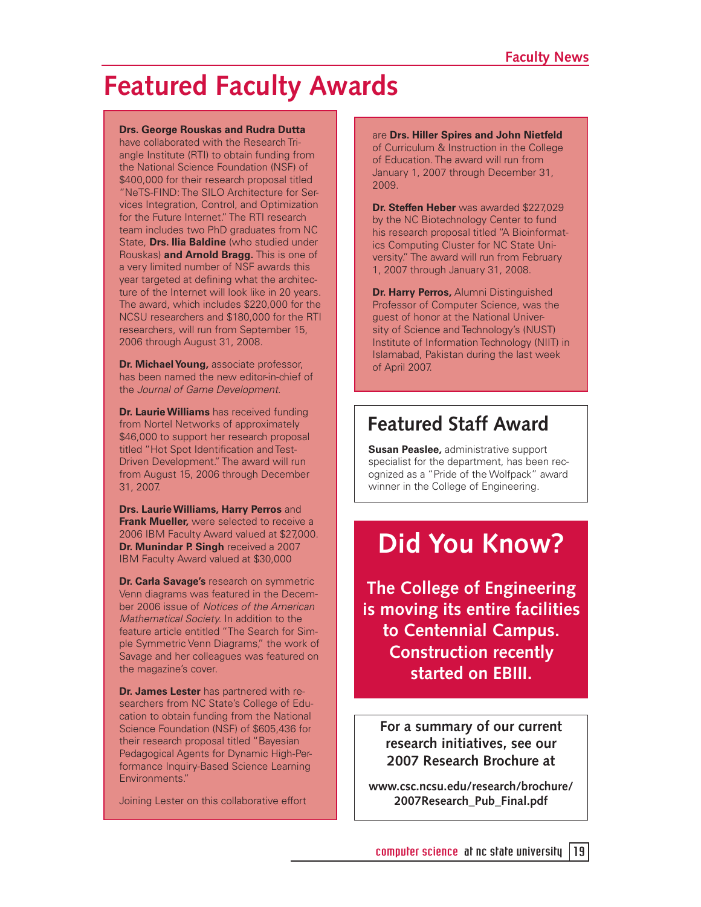# Featured Faculty Awards

**Drs. George Rouskas and Rudra Dutta** have collaborated with the Research Triangle Institute (RTI) to obtain funding from the National Science Foundation (NSF) of $400,000 for their research proposal titled "NeTS-FIND: The SILO Architecture for Services Integration, Control, and Optimization for the Future Internet." The RTI research team includes two PhD graduates from NC State, **Drs. Ilia Baldine** (who studied under Rouskas) **and Arnold Bragg.** This is one of a very limited number of NSF awards this year targeted at defining what the architecture of the Internet will look like in 20 years. The award, which includes $220,000 for the NCSU researchers and $180,000 for the RTI researchers, will run from September 15, 2006 through August 31, 2008.

**Dr. Michael Young,** associate professor, has been named the new editor-in-chief of the *Journal of Game Development.*

**Dr. Laurie Williams** has received funding from Nortel Networks of approximately $46,000 to support her research proposal titled "Hot Spot Identification and Test-Driven Development." The award will run from August 15, 2006 through December 31, 2007.

**Drs. Laurie Williams, Harry Perros** and **Frank Mueller,** were selected to receive a 2006 IBM Faculty Award valued at $27,000. **Dr. Munindar P. Singh** received a 2007 IBM Faculty Award valued at $30,000

**Dr. Carla Savage's** research on symmetric Venn diagrams was featured in the December 2006 issue of *Notices of the American Mathematical Society.* In addition to the feature article entitled "The Search for Simple Symmetric Venn Diagrams," the work of Savage and her colleagues was featured on the magazine's cover.

**Dr. James Lester** has partnered with researchers from NC State's College of Education to obtain funding from the National Science Foundation (NSF) of $605,436 for their research proposal titled "Bayesian Pedagogical Agents for Dynamic High-Performance Inquiry-Based Science Learning Environments."

Joining Lester on this collaborative effort are **Drs. Hiller Spires and John Nietfeld** of Curriculum & Instruction in the College of Education. The award will run from January 1, 2007 through December 31, 2009.

**Dr. Steffen Heber** was awarded $227,029 by the NC Biotechnology Center to fund his research proposal titled "A Bioinformatics Computing Cluster for NC State University." The award will run from February 1, 2007 through January 31, 2008.

**Dr. Harry Perros,** Alumni Distinguished Professor of Computer Science, was the guest of honor at the National University of Science and Technology's (NUST) Institute of Information Technology (NIIT) in Islamabad, Pakistan during the last week of April 2007.

## Featured Staff Award

**Susan Peaslee,** administrative support specialist for the department, has been recognized as a "Pride of the Wolfpack" award winner in the College of Engineering.

## Did You Know?

**The College of Engineering is moving its entire facilities to Centennial Campus. Construction recently started on EBIII.**

**For a summary of our current research initiatives, see our 2007 Research Brochure at**

**www.csc.ncsu.edu/research/brochure/2007Research_Pub_Final.pdf**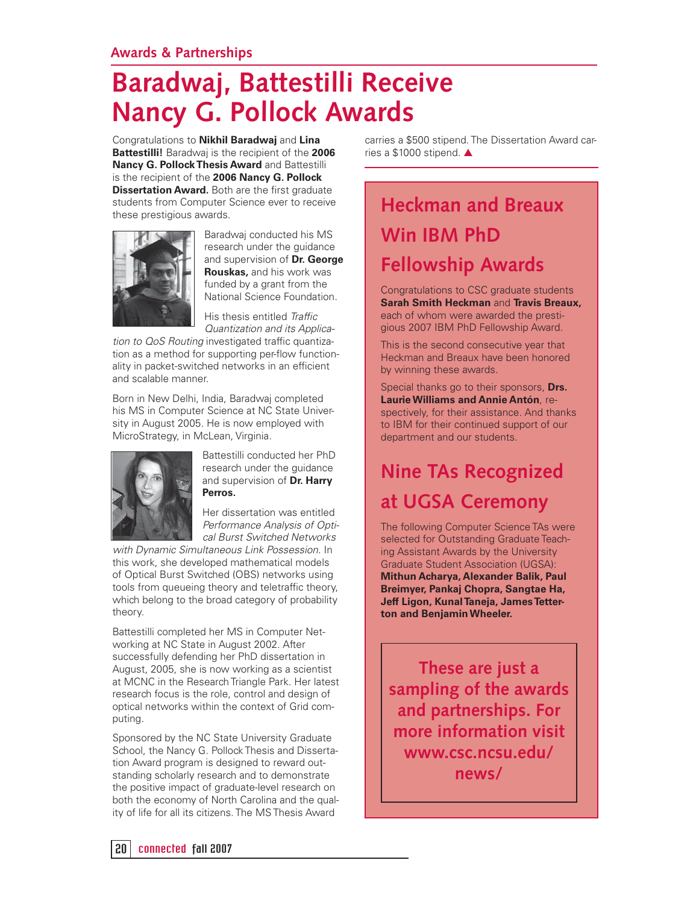## Awards & Partnerships

# Baradwaj, Battestilli Receive Nancy G. Pollock Awards

Congratulations to **Nikhil Baradwaj** and **Lina Battestilli!** Baradwaj is the recipient of the **2006 Nancy G. Pollock Thesis Award** and Battestilli is the recipient of the **2006 Nancy G. Pollock Dissertation Award.** Both are the first graduate students from Computer Science ever to receive these prestigious awards.

Baradwaj conducted his MS research under the guidance and supervision of **Dr. George Rouskas,** and his work was funded by a grant from the National Science Foundation.

His thesis entitled *Traffic Quantization and its Application to QoS Routing* investigated traffic quantization as a method for supporting per-flow functionality in packet-switched networks in an efficient and scalable manner.

Born in New Delhi, India, Baradwaj completed his MS in Computer Science at NC State University in August 2005. He is now employed with MicroStrategy, in McLean, Virginia.

Battestilli conducted her PhD research under the guidance and supervision of **Dr. Harry Perros.**

Her dissertation was entitled *Performance Analysis of Optical Burst Switched Networks with Dynamic Simultaneous Link Possession.* In this work, she developed mathematical models of Optical Burst Switched (OBS) networks using tools from queueing theory and teletraffic theory, which belong to the broad category of probability theory.

Battestilli completed her MS in Computer Networking at NC State in August 2002. After successfully defending her PhD dissertation in August, 2005, she is now working as a scientist at MCNC in the Research Triangle Park. Her latest research focus is the role, control and design of optical networks within the context of Grid computing.

Sponsored by the NC State University Graduate School, the Nancy G. Pollock Thesis and Dissertation Award program is designed to reward outstanding scholarly research and to demonstrate the positive impact of graduate-level research on both the economy of North Carolina and the quality of life for all its citizens. The MS Thesis Award carries a $500 stipend. The Dissertation Award carries a $1000 stipend. ▲

## Heckman and Breaux Win IBM PhD Fellowship Awards

Congratulations to CSC graduate students **Sarah Smith Heckman** and **Travis Breaux,** each of whom were awarded the prestigious 2007 IBM PhD Fellowship Award.

This is the second consecutive year that Heckman and Breaux have been honored by winning these awards.

Special thanks go to their sponsors, **Drs. Laurie Williams and Annie Antón**, respectively, for their assistance. And thanks to IBM for their continued support of our department and our students.

## Nine TAs Recognized at UGSA Ceremony

The following Computer Science TAs were selected for Outstanding Graduate Teaching Assistant Awards by the University Graduate Student Association (UGSA): **Mithun Acharya, Alexander Balik, Paul Breimyer, Pankaj Chopra, Sangtae Ha, Jeff Ligon, Kunal Taneja, James Tetterton and Benjamin Wheeler.**

**These are just a sampling of the awards and partnerships. For more information visit www.csc.ncsu.edu/news/**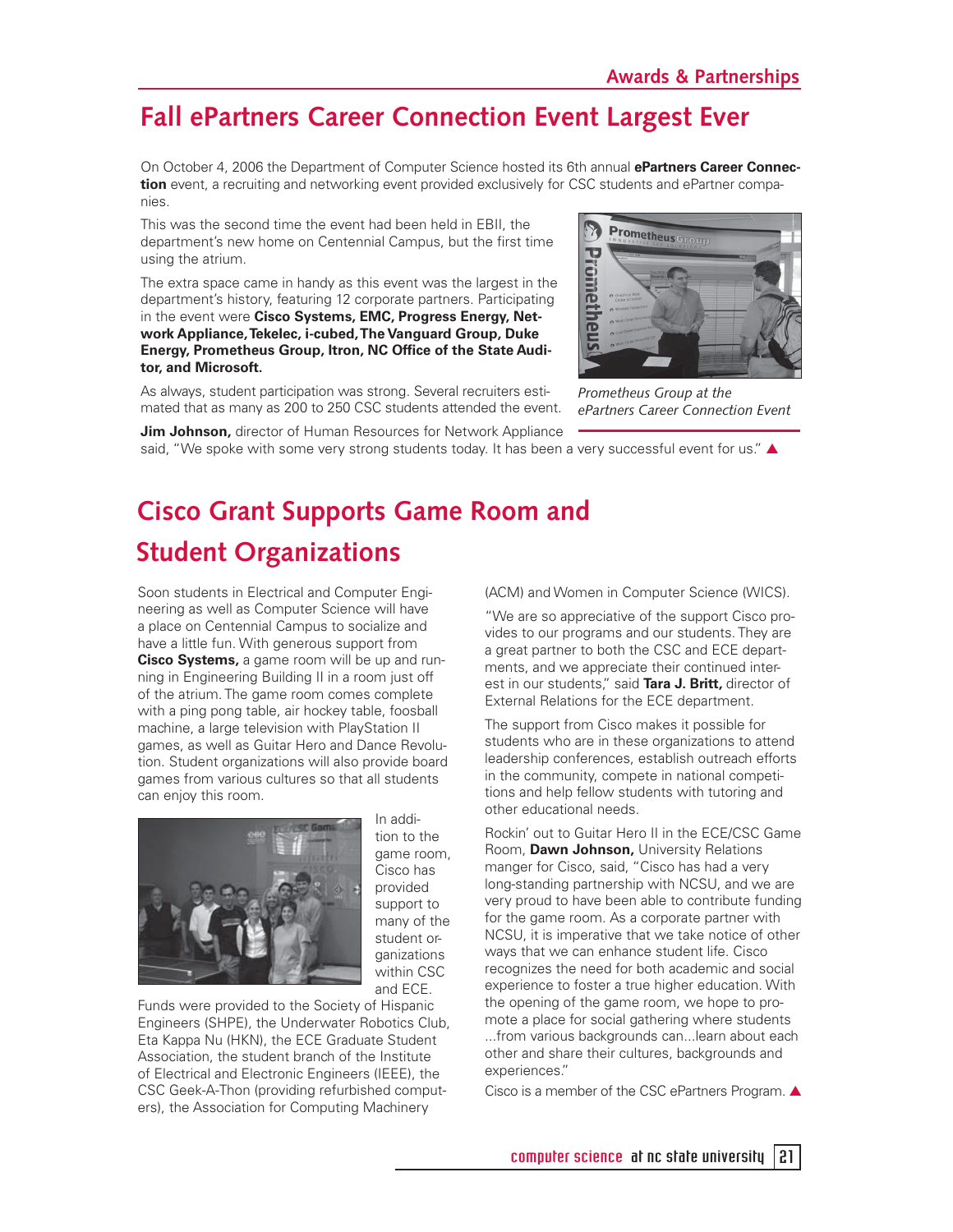## Fall ePartners Career Connection Event Largest Ever

On October 4, 2006 the Department of Computer Science hosted its 6th annual **ePartners Career Connection** event, a recruiting and networking event provided exclusively for CSC students and ePartner companies.

This was the second time the event had been held in EBII, the department's new home on Centennial Campus, but the first time using the atrium.

The extra space came in handy as this event was the largest in the department's history, featuring 12 corporate partners. Participating in the event were **Cisco Systems, EMC, Progress Energy, Network Appliance, Tekelec, i-cubed, The Vanguard Group, Duke Energy, Prometheus Group, Itron, NC Office of the State Auditor, and Microsoft.**

*Prometheus Group at the ePartners Career Connection Event*

As always, student participation was strong. Several recruiters estimated that as many as 200 to 250 CSC students attended the event.

**Jim Johnson,** director of Human Resources for Network Appliance said, "We spoke with some very strong students today. It has been a very successful event for us." ▲

## Cisco Grant Supports Game Room and Student Organizations

Soon students in Electrical and Computer Engineering as well as Computer Science will have a place on Centennial Campus to socialize and have a little fun. With generous support from **Cisco Systems,** a game room will be up and running in Engineering Building II in a room just off of the atrium. The game room comes complete with a ping pong table, air hockey table, foosball machine, a large television with PlayStation II games, as well as Guitar Hero and Dance Revolution. Student organizations will also provide board games from various cultures so that all students can enjoy this room.

In addition to the game room, Cisco has provided support to many of the student organizations within CSC and ECE. Funds were provided to the Society of Hispanic Engineers (SHPE), the Underwater Robotics Club, Eta Kappa Nu (HKN), the ECE Graduate Student Association, the student branch of the Institute of Electrical and Electronic Engineers (IEEE), the CSC Geek-A-Thon (providing refurbished computers), the Association for Computing Machinery (ACM) and Women in Computer Science (WICS).

"We are so appreciative of the support Cisco provides to our programs and our students. They are a great partner to both the CSC and ECE departments, and we appreciate their continued interest in our students," said **Tara J. Britt,** director of External Relations for the ECE department.

The support from Cisco makes it possible for students who are in these organizations to attend leadership conferences, establish outreach efforts in the community, compete in national competitions and help fellow students with tutoring and other educational needs.

Rockin' out to Guitar Hero II in the ECE/CSC Game Room, **Dawn Johnson,** University Relations manger for Cisco, said, "Cisco has had a very long-standing partnership with NCSU, and we are very proud to have been able to contribute funding for the game room. As a corporate partner with NCSU, it is imperative that we take notice of other ways that we can enhance student life. Cisco recognizes the need for both academic and social experience to foster a true higher education. With the opening of the game room, we hope to promote a place for social gathering where students ...from various backgrounds can...learn about each other and share their cultures, backgounds and experiences."

Cisco is a member of the CSC ePartners Program. ▲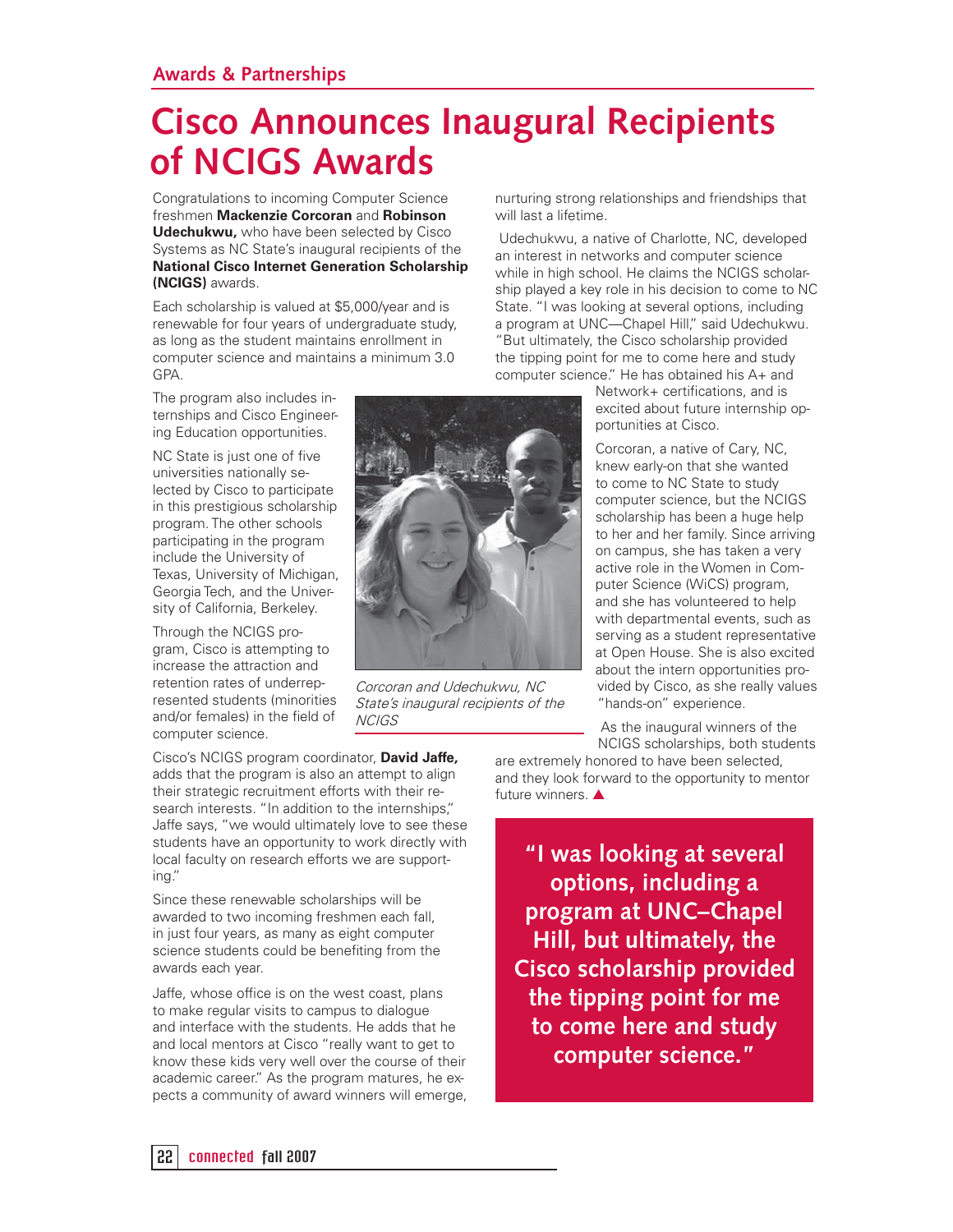## Awards & Partnerships

# Cisco Announces Inaugural Recipients of NCIGS Awards

Congratulations to incoming Computer Science freshmen **Mackenzie Corcoran** and **Robinson Udechukwu,** who have been selected by Cisco Systems as NC State's inaugural recipients of the **National Cisco Internet Generation Scholarship (NCIGS)** awards.

Each scholarship is valued at $5,000/year and is renewable for four years of undergraduate study, as long as the student maintains enrollment in computer science and maintains a minimum 3.0 GPA.

The program also includes internships and Cisco Engineering Education opportunities.

NC State is just one of five universities nationally selected by Cisco to participate in this prestigious scholarship program. The other schools participating in the program include the University of Texas, University of Michigan, Georgia Tech, and the University of California, Berkeley.

Through the NCIGS program, Cisco is attempting to increase the attraction and retention rates of underrepresented students (minorities and/or females) in the field of computer science.

*Corcoran and Udechukwu, NC State's inaugural recipients of the NCIGS*

Cisco's NCIGS program coordinator, **David Jaffe,** adds that the program is also an attempt to align their strategic recruitment efforts with their research interests. "In addition to the internships," Jaffe says, "we would ultimately love to see these students have an opportunity to work directly with local faculty on research efforts we are supporting."

Since these renewable scholarships will be awarded to two incoming freshmen each fall, in just four years, as many as eight computer science students could be benefiting from the awards each year.

Jaffe, whose office is on the west coast, plans to make regular visits to campus to dialogue and interface with the students. He adds that he and local mentors at Cisco "really want to get to know these kids very well over the course of their academic career." As the program matures, he expects a community of award winners will emerge, nurturing strong relationships and friendships that will last a lifetime.

Udechukwu, a native of Charlotte, NC, developed an interest in networks and computer science while in high school. He claims the NCIGS scholarship played a key role in his decision to come to NC State. "I was looking at several options, including a program at UNC—Chapel Hill," said Udechukwu. "But ultimately, the Cisco scholarship provided the tipping point for me to come here and study computer science." He has obtained his A+ and Network+ certifications, and is excited about future internship opportunities at Cisco.

Corcoran, a native of Cary, NC, knew early-on that she wanted to come to NC State to study computer science, but the NCIGS scholarship has been a huge help to her and her family. Since arriving on campus, she has taken a very active role in the Women in Computer Science (WiCS) program, and she has volunteered to help with departmental events, such as serving as a student representative at Open House. She is also excited about the intern opportunities provided by Cisco, as she really values "hands-on" experience.

As the inaugural winners of the NCIGS scholarships, both students are extremely honored to have been selected, and they look forward to the opportunity to mentor future winners. ▲

> **"I was looking at several options, including a program at UNC–Chapel Hill, but ultimately, the Cisco scholarship provided the tipping point for me to come here and study computer science."**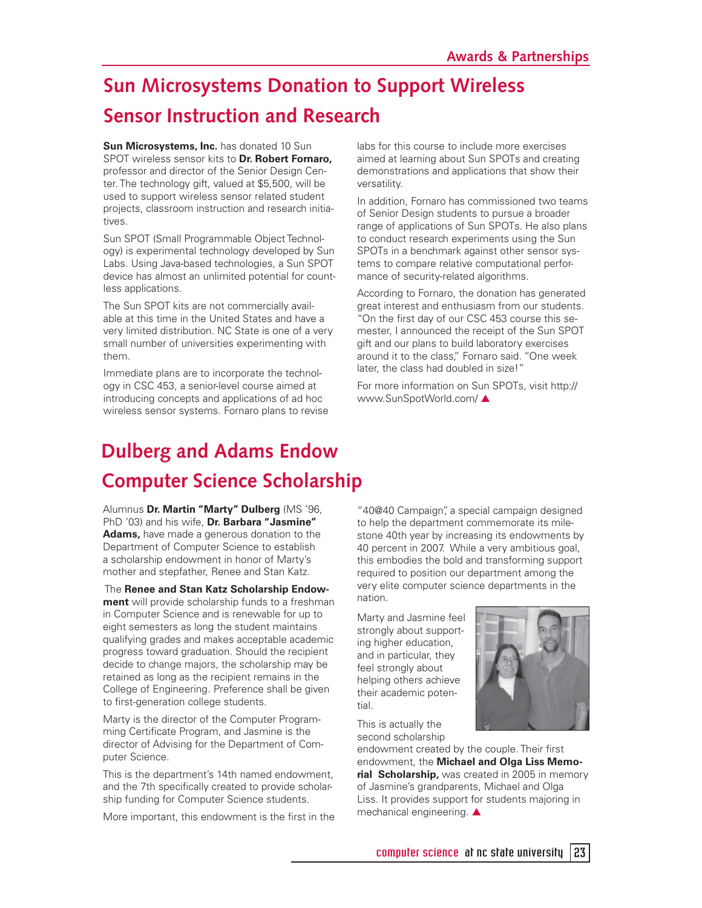## Sun Microsystems Donation to Support Wireless Sensor Instruction and Research

**Sun Microsystems, Inc.** has donated 10 Sun SPOT wireless sensor kits to **Dr. Robert Fornaro,** professor and director of the Senior Design Center. The technology gift, valued at $5,500, will be used to support wireless sensor related student projects, classroom instruction and research initiatives.

Sun SPOT (Small Programmable Object Technology) is experimental technology developed by Sun Labs. Using Java-based technologies, a Sun SPOT device has almost an unlimited potential for countless applications.

The Sun SPOT kits are not commercially available at this time in the United States and have a very limited distribution. NC State is one of a very small number of universities experimenting with them.

Immediate plans are to incorporate the technology in CSC 453, a senior-level course aimed at introducing concepts and applications of ad hoc wireless sensor systems. Fornaro plans to revise labs for this course to include more exercises aimed at learning about Sun SPOTs and creating demonstrations and applications that show their versatility.

In addition, Fornaro has commissioned two teams of Senior Design students to pursue a broader range of applications of Sun SPOTs. He also plans to conduct research experiments using the Sun SPOTs in a benchmark against other sensor systems to compare relative computational performance of security-related algorithms.

According to Fornaro, the donation has generated great interest and enthusiasm from our students. "On the first day of our CSC 453 course this semester, I announced the receipt of the Sun SPOT gift and our plans to build laboratory exercises around it to the class," Fornaro said. "One week later, the class had doubled in size!"

For more information on Sun SPOTs, visit http://www.SunSpotWorld.com/ ▲

## Dulberg and Adams Endow Computer Science Scholarship

Alumnus **Dr. Martin "Marty" Dulberg** (MS '96, PhD '03) and his wife, **Dr. Barbara "Jasmine" Adams,** have made a generous donation to the Department of Computer Science to establish a scholarship endowment in honor of Marty's mother and stepfather, Renee and Stan Katz.

The **Renee and Stan Katz Scholarship Endowment** will provide scholarship funds to a freshman in Computer Science and is renewable for up to eight semesters as long the student maintains qualifying grades and makes acceptable academic progress toward graduation. Should the recipient decide to change majors, the scholarship may be retained as long as the recipient remains in the College of Engineering. Preference shall be given to first-generation college students.

Marty is the director of the Computer Programming Certificate Program, and Jasmine is the director of Advising for the Department of Computer Science.

This is the department's 14th named endowment, and the 7th specifically created to provide scholarship funding for Computer Science students.

More important, this endowment is the first in the "40@40 Campaign", a special campaign designed to help the department commemorate its milestone 40th year by increasing its endowments by 40 percent in 2007. While a very ambitious goal, this embodies the bold and transforming support required to position our department among the very elite computer science departments in the nation.

Marty and Jasmine feel strongly about supporting higher education, and in particular, they feel strongly about helping others achieve their academic potential.

This is actually the second scholarship endowment created by the couple. Their first endowment, the **Michael and Olga Liss Memorial Scholarship,** was created in 2005 in memory of Jasmine's grandparents, Michael and Olga Liss. It provides support for students majoring in mechanical engineering. ▲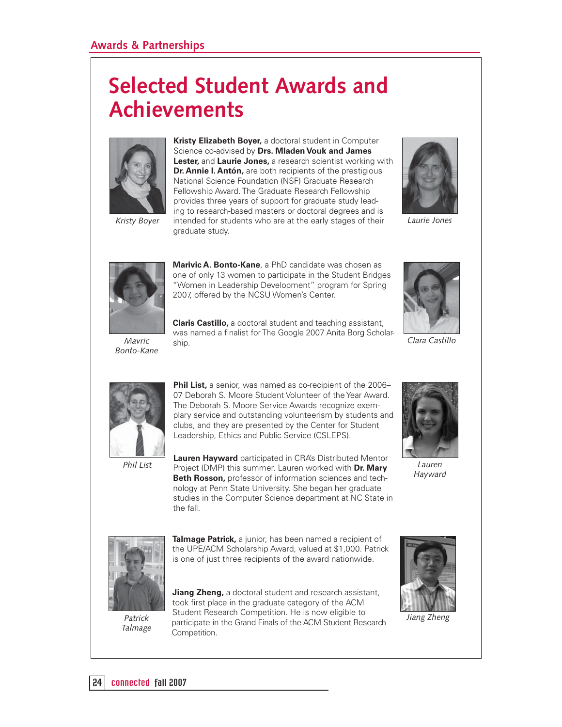## Awards & Partnerships

# Selected Student Awards and Achievements

Kristy Boyer

**Kristy Elizabeth Boyer,** a doctoral student in Computer Science co-advised by **Drs. Mladen Vouk and James Lester,** and **Laurie Jones,** a research scientist working with **Dr. Annie I. Antón,** are both recipients of the prestigious National Science Foundation (NSF) Graduate Research Fellowship Award. The Graduate Research Fellowship provides three years of support for graduate study leading to research-based masters or doctoral degrees and is intended for students who are at the early stages of their graduate study.

Laurie Jones

Mavric Bonto-Kane

**Marivic A. Bonto-Kane**, a PhD candidate was chosen as one of only 13 women to participate in the Student Bridges "Women in Leadership Development" program for Spring 2007, offered by the NCSU Women's Center.

**Claris Castillo,** a doctoral student and teaching assistant, was named a finalist for The Google 2007 Anita Borg Scholarship.

Clara Castillo

Phil List

**Phil List,** a senior, was named as co-recipient of the 2006–07 Deborah S. Moore Student Volunteer of the Year Award. The Deborah S. Moore Service Awards recognize exemplary service and outstanding volunteerism by students and clubs, and they are presented by the Center for Student Leadership, Ethics and Public Service (CSLEPS).

**Lauren Hayward** participated in CRA's Distributed Mentor Project (DMP) this summer. Lauren worked with **Dr. Mary Beth Rosson,** professor of information sciences and technology at Penn State University. She began her graduate studies in the Computer Science department at NC State in the fall.

Lauren Hayward

Patrick Talmage

**Talmage Patrick,** a junior, has been named a recipient of the UPE/ACM Scholarship Award, valued at $1,000. Patrick is one of just three recipients of the award nationwide.

**Jiang Zheng,** a doctoral student and research assistant, took first place in the graduate category of the ACM Student Research Competition. He is now eligible to participate in the Grand Finals of the ACM Student Research Competition.

Jiang Zheng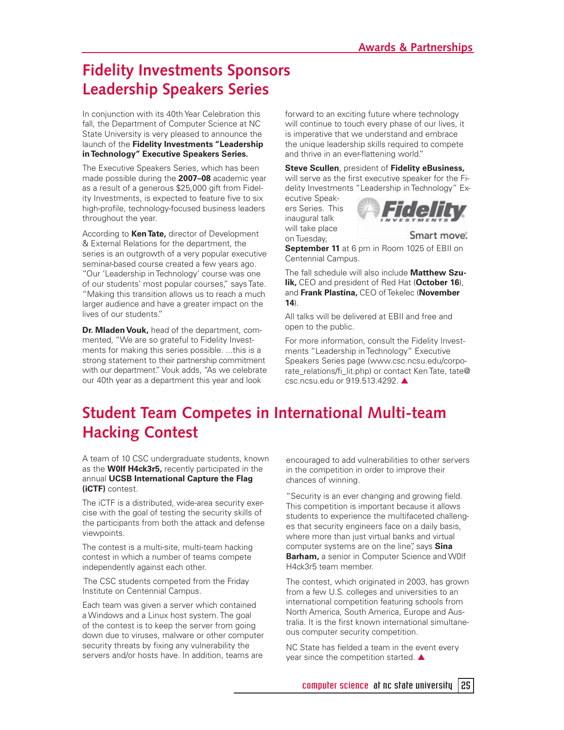# Fidelity Investments Sponsors Leadership Speakers Series

In conjunction with its 40th Year Celebration this fall, the Department of Computer Science at NC State University is very pleased to announce the launch of the **Fidelity Investments "Leadership in Technology" Executive Speakers Series.**

The Executive Speakers Series, which has been made possible during the **2007–08** academic year as a result of a generous $25,000 gift from Fidelity Investments, is expected to feature five to six high-profile, technology-focused business leaders throughout the year.

According to **Ken Tate,** director of Development & External Relations for the department, the series is an outgrowth of a very popular executive seminar-based course created a few years ago. "Our 'Leadership in Technology' course was one of our students' most popular courses," says Tate. "Making this transition allows us to reach a much larger audience and have a greater impact on the lives of our students."

**Dr. Mladen Vouk,** head of the department, commented, "We are so grateful to Fidelity Investments for making this series possible. ...this is a strong statement to their partnership commitment with our department." Vouk adds, "As we celebrate our 40th year as a department this year and look forward to an exciting future where technology will continue to touch every phase of our lives, it is imperative that we understand and embrace the unique leadership skills required to compete and thrive in an ever-flattening world."

**Steve Scullen**, president of **Fidelity eBusiness,** will serve as the first executive speaker for the Fidelity Investments "Leadership in Technology" Executive Speakers Series. This inaugural talk will take place on Tuesday, **September 11** at 6 pm in Room 1025 of EBII on Centennial Campus.

The fall schedule will also include **Matthew Szulik,** CEO and president of Red Hat (**October 16**), and **Frank Plastina,** CEO of Tekelec (**November 14**).

All talks will be delivered at EBII and free and open to the public.

For more information, consult the Fidelity Investments "Leadership in Technology" Executive Speakers Series page (www.csc.ncsu.edu/corporate_relations/fi_lit.php) or contact Ken Tate, tate@csc.ncsu.edu or 919.513.4292. ▲

# Student Team Competes in International Multi-team Hacking Contest

A team of 10 CSC undergraduate students, known as the **W0lf H4ck3r5,** recently participated in the annual **UCSB International Capture the Flag (iCTF)** contest.

The iCTF is a distributed, wide-area security exercise with the goal of testing the security skills of the participants from both the attack and defense viewpoints.

The contest is a multi-site, multi-team hacking contest in which a number of teams compete independently against each other.

The CSC students competed from the Friday Institute on Centennial Campus.

Each team was given a server which contained a Windows and a Linux host system. The goal of the contest is to keep the server from going down due to viruses, malware or other computer security threats by fixing any vulnerability the servers and/or hosts have. In addition, teams are encouraged to add vulnerabilities to other servers in the competition in order to improve their chances of winning.

"Security is an ever changing and growing field. This competition is important because it allows students to experience the multifaceted challenges that security engineers face on a daily basis, where more than just virtual banks and virtual computer systems are on the line", says **Sina Barham,** a senior in Computer Science and W0lf H4ck3r5 team member.

The contest, which originated in 2003, has grown from a few U.S. colleges and universities to an international competition featuring schools from North America, South America, Europe and Australia. It is the first known international simultaneous computer security competition.

NC State has fielded a team in the event every year since the competition started. ▲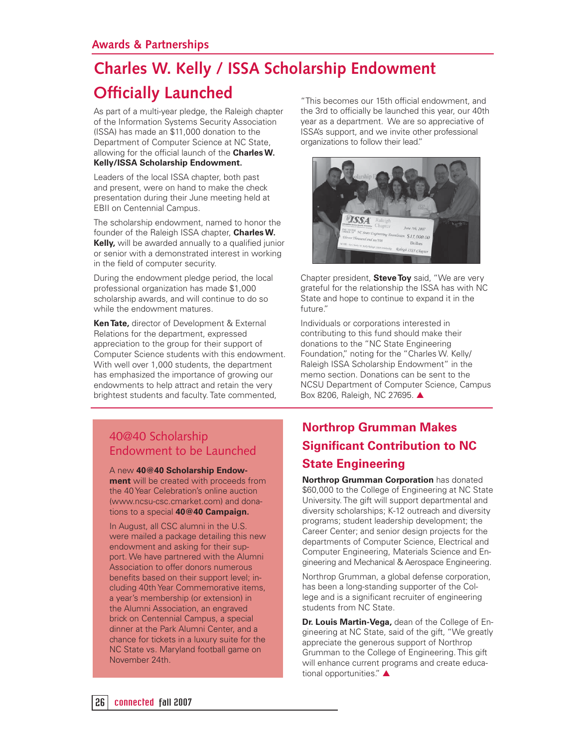## Awards & Partnerships

# Charles W. Kelly / ISSA Scholarship Endowment Officially Launched

As part of a multi-year pledge, the Raleigh chapter of the Information Systems Security Association (ISSA) has made an $11,000 donation to the Department of Computer Science at NC State, allowing for the official launch of the **Charles W. Kelly/ISSA Scholarship Endowment.**

Leaders of the local ISSA chapter, both past and present, were on hand to make the check presentation during their June meeting held at EBII on Centennial Campus.

The scholarship endowment, named to honor the founder of the Raleigh ISSA chapter, **Charles W. Kelly,** will be awarded annually to a qualified junior or senior with a demonstrated interest in working in the field of computer security.

During the endowment pledge period, the local professional organization has made $1,000 scholarship awards, and will continue to do so while the endowment matures.

**Ken Tate,** director of Development & External Relations for the department, expressed appreciation to the group for their support of Computer Science students with this endowment. With well over 1,000 students, the department has emphasized the importance of growing our endowments to help attract and retain the very brightest students and faculty. Tate commented, "This becomes our 15th official endowment, and the 3rd to officially be launched this year, our 40th year as a department. We are so appreciative of ISSA's support, and we invite other professional organizations to follow their lead."

Chapter president, **Steve Toy** said, "We are very grateful for the relationship the ISSA has with NC State and hope to continue to expand it in the future."

Individuals or corporations interested in contributing to this fund should make their donations to the "NC State Engineering Foundation," noting for the "Charles W. Kelly/ Raleigh ISSA Scholarship Endowment" in the memo section. Donations can be sent to the NCSU Department of Computer Science, Campus Box 8206, Raleigh, NC 27695. ▲

## 40@40 Scholarship Endowment to be Launched

A new **40@40 Scholarship Endowment** will be created with proceeds from the 40 Year Celebration's online auction (www.ncsu-csc.cmarket.com) and donations to a special **40@40 Campaign.**

In August, all CSC alumni in the U.S. were mailed a package detailing this new endowment and asking for their support. We have partnered with the Alumni Association to offer donors numerous benefits based on their support level; including 40th Year Commemorative items, a year's membership (or extension) in the Alumni Association, an engraved brick on Centennial Campus, a special dinner at the Park Alumni Center, and a chance for tickets in a luxury suite for the NC State vs. Maryland football game on November 24th.

## Northrop Grumman Makes Significant Contribution to NC State Engineering

**Northrop Grumman Corporation** has donated $60,000 to the College of Engineering at NC State University. The gift will support departmental and diversity scholarships; K-12 outreach and diversity programs; student leadership development; the Career Center; and senior design projects for the departments of Computer Science, Electrical and Computer Engineering, Materials Science and Engineering and Mechanical & Aerospace Engineering.

Northrop Grumman, a global defense corporation, has been a long-standing supporter of the College and is a significant recruiter of engineering students from NC State.

**Dr. Louis Martin-Vega,** dean of the College of Engineering at NC State, said of the gift, "We greatly appreciate the generous support of Northrop Grumman to the College of Engineering. This gift will enhance current programs and create educational opportunities." ▲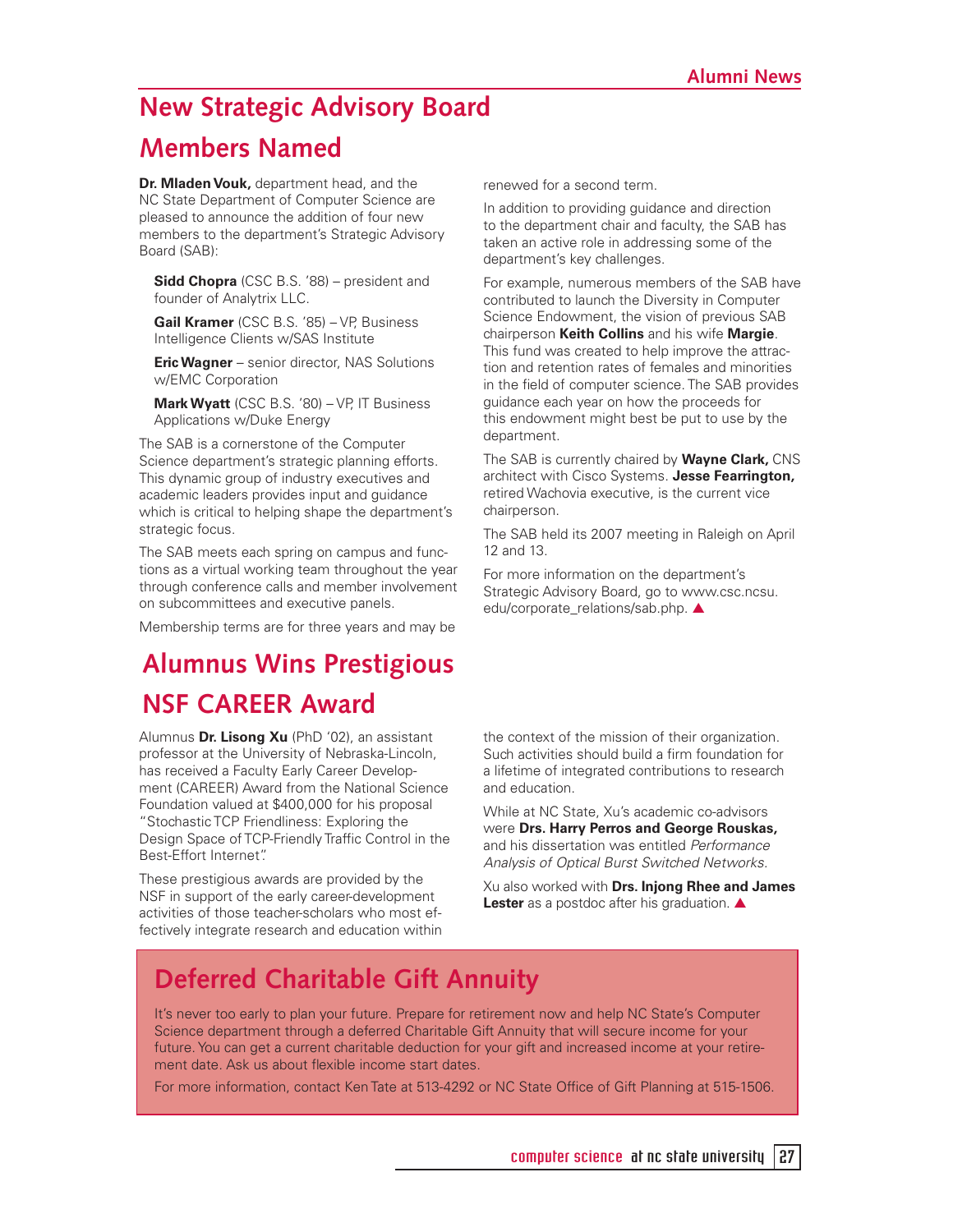# New Strategic Advisory Board Members Named

**Dr. Mladen Vouk,** department head, and the NC State Department of Computer Science are pleased to announce the addition of four new members to the department's Strategic Advisory Board (SAB):

**Sidd Chopra** (CSC B.S. '88) – president and founder of Analytrix LLC.

**Gail Kramer** (CSC B.S. '85) – VP, Business Intelligence Clients w/SAS Institute

**Eric Wagner** – senior director, NAS Solutions w/EMC Corporation

**Mark Wyatt** (CSC B.S. '80) – VP, IT Business Applications w/Duke Energy

The SAB is a cornerstone of the Computer Science department's strategic planning efforts. This dynamic group of industry executives and academic leaders provides input and guidance which is critical to helping shape the department's strategic focus.

The SAB meets each spring on campus and functions as a virtual working team throughout the year through conference calls and member involvement on subcommittees and executive panels.

Membership terms are for three years and may be renewed for a second term.

In addition to providing guidance and direction to the department chair and faculty, the SAB has taken an active role in addressing some of the department's key challenges.

For example, numerous members of the SAB have contributed to launch the Diversity in Computer Science Endowment, the vision of previous SAB chairperson **Keith Collins** and his wife **Margie**. This fund was created to help improve the attraction and retention rates of females and minorities in the field of computer science. The SAB provides guidance each year on how the proceeds for this endowment might best be put to use by the department.

The SAB is currently chaired by **Wayne Clark,** CNS architect with Cisco Systems. **Jesse Fearrington,** retired Wachovia executive, is the current vice chairperson.

The SAB held its 2007 meeting in Raleigh on April 12 and 13.

For more information on the department's Strategic Advisory Board, go to www.csc.ncsu.edu/corporate_relations/sab.php. ▲

# Alumnus Wins Prestigious NSF CAREER Award

Alumnus **Dr. Lisong Xu** (PhD '02), an assistant professor at the University of Nebraska-Lincoln, has received a Faculty Early Career Development (CAREER) Award from the National Science Foundation valued at $400,000 for his proposal "Stochastic TCP Friendliness: Exploring the Design Space of TCP-Friendly Traffic Control in the Best-Effort Internet".

These prestigious awards are provided by the NSF in support of the early career-development activities of those teacher-scholars who most effectively integrate research and education within the context of the mission of their organization. Such activities should build a firm foundation for a lifetime of integrated contributions to research and education.

While at NC State, Xu's academic co-advisors were **Drs. Harry Perros and George Rouskas,** and his dissertation was entitled *Performance Analysis of Optical Burst Switched Networks*.

Xu also worked with **Drs. Injong Rhee and James Lester** as a postdoc after his graduation. ▲

# Deferred Charitable Gift Annuity

It's never too early to plan your future. Prepare for retirement now and help NC State's Computer Science department through a deferred Charitable Gift Annuity that will secure income for your future. You can get a current charitable deduction for your gift and increased income at your retirement date. Ask us about flexible income start dates.

For more information, contact Ken Tate at 513-4292 or NC State Office of Gift Planning at 515-1506.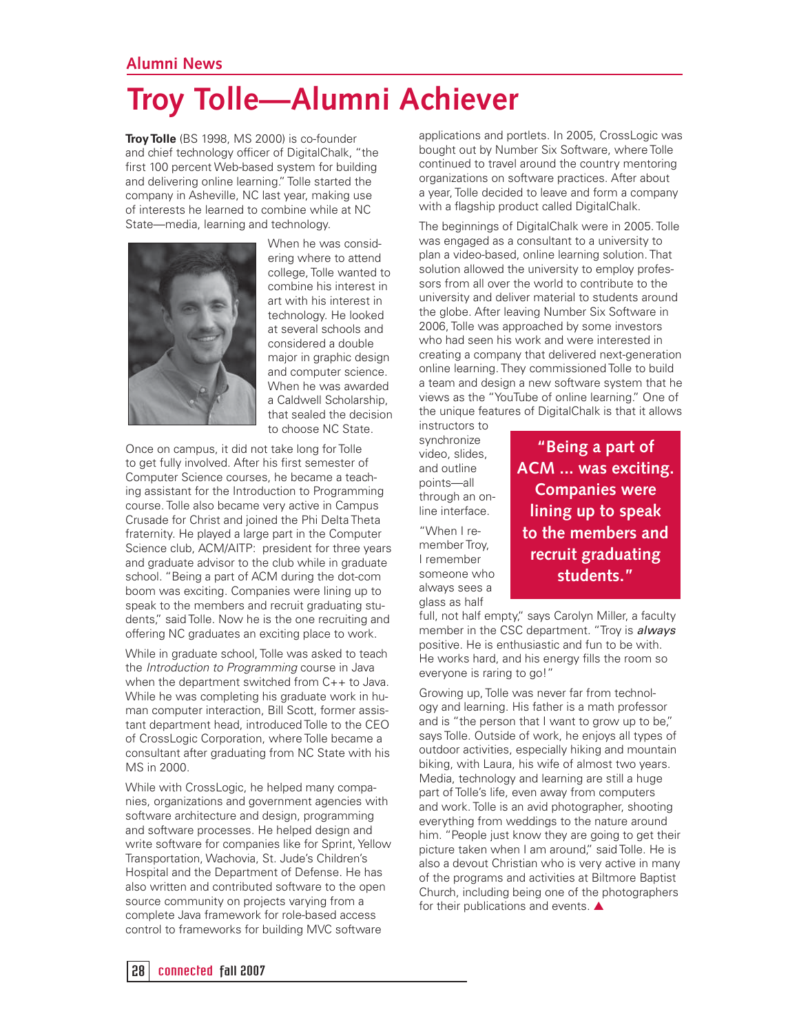## Alumni News

# Troy Tolle—Alumni Achiever

**Troy Tolle** (BS 1998, MS 2000) is co-founder and chief technology officer of DigitalChalk, "the first 100 percent Web-based system for building and delivering online learning." Tolle started the company in Asheville, NC last year, making use of interests he learned to combine while at NC State—media, learning and technology.

When he was considering where to attend college, Tolle wanted to combine his interest in art with his interest in technology. He looked at several schools and considered a double major in graphic design and computer science. When he was awarded a Caldwell Scholarship, that sealed the decision to choose NC State.

Once on campus, it did not take long for Tolle to get fully involved. After his first semester of Computer Science courses, he became a teaching assistant for the Introduction to Programming course. Tolle also became very active in Campus Crusade for Christ and joined the Phi Delta Theta fraternity. He played a large part in the Computer Science club, ACM/AITP: president for three years and graduate advisor to the club while in graduate school. "Being a part of ACM during the dot-com boom was exciting. Companies were lining up to speak to the members and recruit graduating students," said Tolle. Now he is the one recruiting and offering NC graduates an exciting place to work.

While in graduate school, Tolle was asked to teach the *Introduction to Programming* course in Java when the department switched from C++ to Java. While he was completing his graduate work in human computer interaction, Bill Scott, former assistant department head, introduced Tolle to the CEO of CrossLogic Corporation, where Tolle became a consultant after graduating from NC State with his MS in 2000.

While with CrossLogic, he helped many companies, organizations and government agencies with software architecture and design, programming and software processes. He helped design and write software for companies like for Sprint, Yellow Transportation, Wachovia, St. Jude's Children's Hospital and the Department of Defense. He has also written and contributed software to the open source community on projects varying from a complete Java framework for role-based access control to frameworks for building MVC software applications and portlets. In 2005, CrossLogic was bought out by Number Six Software, where Tolle continued to travel around the country mentoring organizations on software practices. After about a year, Tolle decided to leave and form a company with a flagship product called DigitalChalk.

The beginnings of DigitalChalk were in 2005. Tolle was engaged as a consultant to a university to plan a video-based, online learning solution. That solution allowed the university to employ professors from all over the world to contribute to the university and deliver material to students around the globe. After leaving Number Six Software in 2006, Tolle was approached by some investors who had seen his work and were interested in creating a company that delivered next-generation online learning. They commissioned Tolle to build a team and design a new software system that he views as the "YouTube of online learning." One of the unique features of DigitalChalk is that it allows instructors to synchronize video, slides, and outline points—all through an online interface.

> **"Being a part of ACM ... was exciting. Companies were lining up to speak to the members and recruit graduating students."**

"When I remember Troy, I remember someone who always sees a glass as half full, not half empty," says Carolyn Miller, a faculty member in the CSC department. "Troy is ***always*** positive. He is enthusiastic and fun to be with. He works hard, and his energy fills the room so everyone is raring to go!"

Growing up, Tolle was never far from technology and learning. His father is a math professor and is "the person that I want to grow up to be," says Tolle. Outside of work, he enjoys all types of outdoor activities, especially hiking and mountain biking, with Laura, his wife of almost two years. Media, technology and learning are still a huge part of Tolle's life, even away from computers and work. Tolle is an avid photographer, shooting everything from weddings to the nature around him. "People just know they are going to get their picture taken when I am around," said Tolle. He is also a devout Christian who is very active in many of the programs and activities at Biltmore Baptist Church, including being one of the photographers for their publications and events. ▲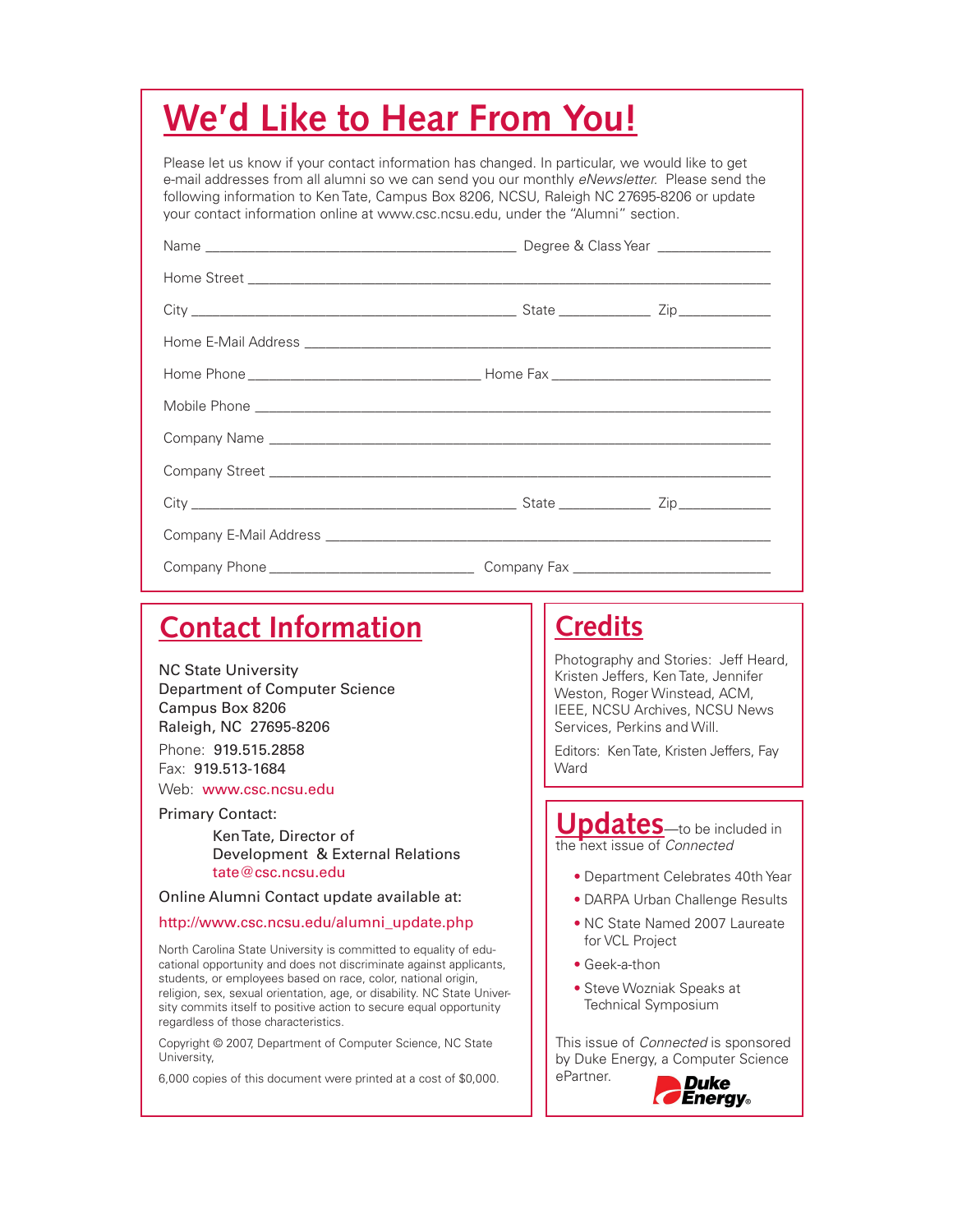# We'd Like to Hear From You!

Please let us know if your contact information has changed. In particular, we would like to get e-mail addresses from all alumni so we can send you our monthly *eNewsletter.* Please send the following information to Ken Tate, Campus Box 8206, NCSU, Raleigh NC 27695-8206 or update your contact information online at www.csc.ncsu.edu, under the "Alumni" section.

Name ________________________________________ Degree & Class Year _______________

Home Street ____________________________________________________________________

City ________________________________________ State ____________ Zip ____________

Home E-Mail Address ____________________________________________________________

Home Phone ______________________________ Home Fax ____________________________

Mobile Phone ___________________________________________________________________

Company Name __________________________________________________________________

Company Street _________________________________________________________________

City ________________________________________ State ____________ Zip ____________

Company E-Mail Address _________________________________________________________

Company Phone ___________________________ Company Fax _________________________

## Contact Information

NC State University
Department of Computer Science
Campus Box 8206
Raleigh, NC 27695-8206

Phone: 919.515.2858
Fax: 919.513-1684

Web: www.csc.ncsu.edu

Primary Contact:

Ken Tate, Director of
Development & External Relations
tate@csc.ncsu.edu

Online Alumni Contact update available at:

http://www.csc.ncsu.edu/alumni_update.php

North Carolina State University is committed to equality of educational opportunity and does not discriminate against applicants, students, or employees based on race, color, national origin, religion, sex, sexual orientation, age, or disability. NC State University commits itself to positive action to secure equal opportunity regardless of those characteristics.

Copyright © 2007, Department of Computer Science, NC State University,

6,000 copies of this document were printed at a cost of $0,000.

## Credits

Photography and Stories: Jeff Heard, Kristen Jeffers, Ken Tate, Jennifer Weston, Roger Winstead, ACM, IEEE, NCSU Archives, NCSU News Services, Perkins and Will.

Editors: Ken Tate, Kristen Jeffers, Fay Ward

## Updates—to be included in the next issue of *Connected*

- Department Celebrates 40th Year
- DARPA Urban Challenge Results
- NC State Named 2007 Laureate for VCL Project
- Geek-a-thon
- Steve Wozniak Speaks at Technical Symposium

This issue of *Connected* is sponsored by Duke Energy, a Computer Science ePartner.

Duke Energy®